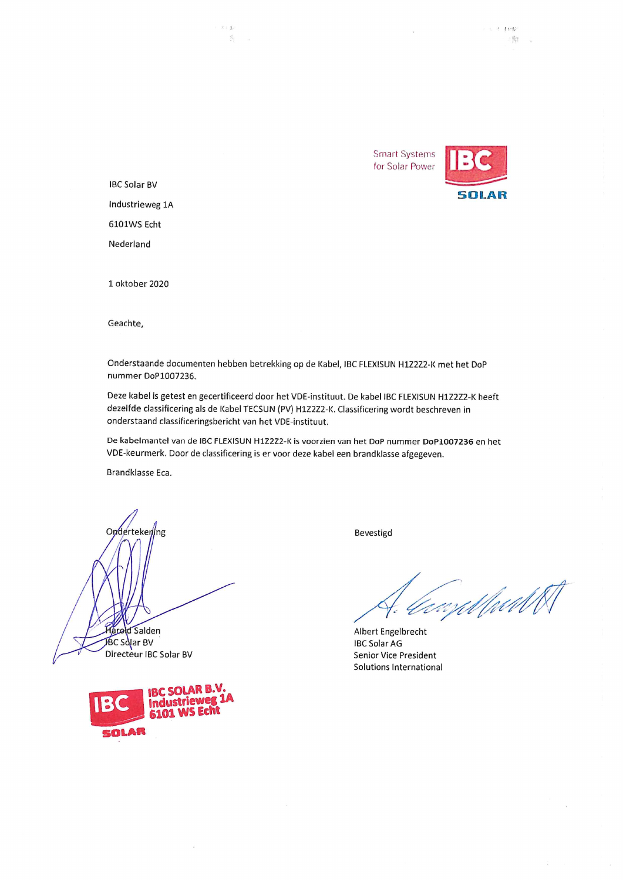Smart Systems for Solar Power

IBC SOLAR

IBC Solar BV

Industrieweg 1A

6101WS Echt

Nederland

1 oktober 2020

Geachte,

Onderstaande documenten hebben betrekking op de Kabel, IBC FLEXISUN H1Z2Z2-K met het DoP nummer DoP1007236.

Deze kabel is getest en gecertificeerd door het VDE-instituut. De kabel IBC FLEXISUN H1Z2Z2-K heeft dezelfde classificering als de Kabel TECSUN (PV) H1Z2Z2-K. Classificering wordt beschreven in onderstaand classificeringsbericht van het VDE-instituut.

De kabelmantel van de IBC FLEXISUN H1Z2Z2-K is voorzien van het DoP nummer **DoP1007236** en het VDE-keurmerk. Door de classificering is er voor deze kabel een brandklasse afgegeven.

Brandklasse Eca.

| Ondertekening | Bevestigd |
|---|---|
| Harold Salden | Albert Engelbrecht |
| IBC Solar BV | IBC Solar AG |
| Directeur IBC Solar BV | Senior Vice President |
| | Solutions International |

IBC SOLAR B.V.
Industrieweg 1A
6101 WS Echt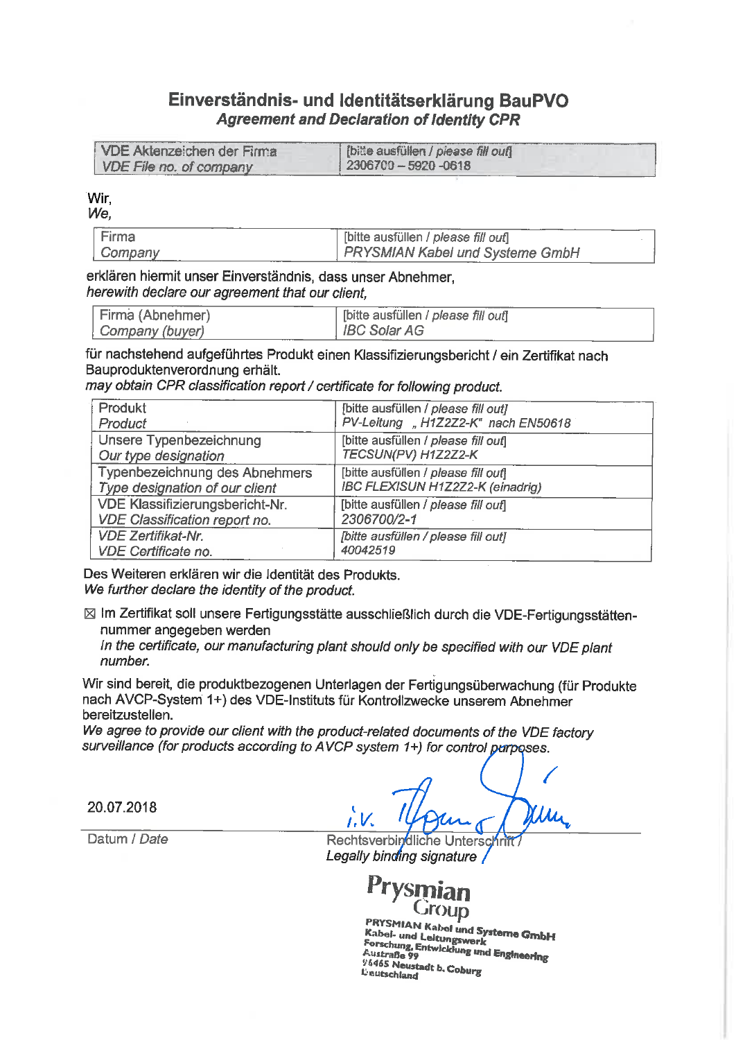# Einverständnis- und Identitätserklärung BauPVO

## *Agreement and Declaration of Identity CPR*

| VDE Aktenzeichen der Firma<br>*VDE File no. of company* | [bitte ausfüllen / *please fill out*]<br>2306700 – 5920 -0618 |
|---|---|

Wir,
*We,*

| Firma<br>*Company* | [bitte ausfüllen / *please fill out*]<br>*PRYSMIAN Kabel und Systeme GmbH* |
|---|---|

erklären hiermit unser Einverständnis, dass unser Abnehmer,
*herewith declare our agreement that our client,*

| Firma (Abnehmer)<br>*Company (buyer)* | [bitte ausfüllen / *please fill out*]<br>*IBC Solar AG* |
|---|---|

für nachstehend aufgeführtes Produkt einen Klassifizierungsbericht / ein Zertifikat nach Bauproduktenverordnung erhält.
*may obtain CPR classification report / certificate for following product.*

| Produkt<br>*Product* | [bitte ausfüllen / *please fill out*]<br>*PV-Leitung „ H1Z2Z2-K" nach EN50618* |
|---|---|
| Unsere Typenbezeichnung<br>*Our type designation* | [bitte ausfüllen / *please fill out*]<br>*TECSUN(PV) H1Z2Z2-K* |
| Typenbezeichnung des Abnehmers<br>*Type designation of our client* | [bitte ausfüllen / *please fill out*]<br>*IBC FLEXISUN H1Z2Z2-K (einadrig)* |
| VDE Klassifizierungsbericht-Nr.<br>*VDE Classification report no.* | [bitte ausfüllen / *please fill out*]<br>*2306700/2-1* |
| *VDE Zertifikat-Nr.*<br>*VDE Certificate no.* | *[bitte ausfüllen / please fill out]*<br>*40042519* |

Des Weiteren erklären wir die Identität des Produkts.
*We further declare the identity of the product.*

☒ Im Zertifikat soll unsere Fertigungsstätte ausschließlich durch die VDE-Fertigungsstättennummer angegeben werden
*In the certificate, our manufacturing plant should only be specified with our VDE plant number.*

Wir sind bereit, die produktbezogenen Unterlagen der Fertigungsüberwachung (für Produkte nach AVCP-System 1+) des VDE-Instituts für Kontrollzwecke unserem Abnehmer bereitzustellen.
*We agree to provide our client with the product-related documents of the VDE factory surveillance (for products according to AVCP system 1+) for control purposes.*

20.07.2018 i.V. [Unterschrift]

Datum / *Date* Rechtsverbindliche Unterschrift / *Legally binding signature*

Prysmian Group
PRYSMIAN Kabel und Systeme GmbH
Kabel- und Leitungswerk
Forschung, Entwicklung und Engineering
Austraße 99
96465 Neustadt b. Coburg
Deutschland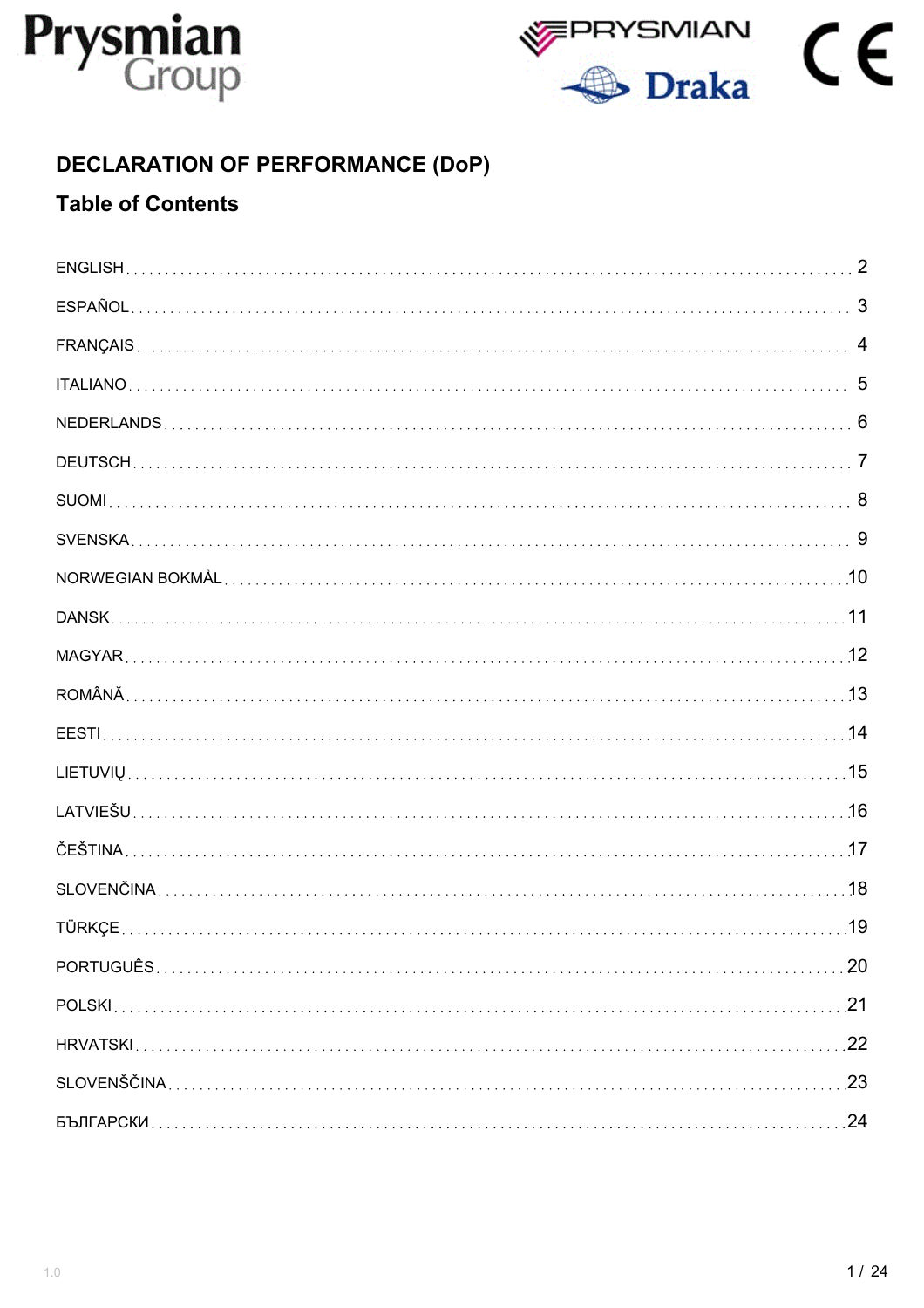# DECLARATION OF PERFORMANCE (DoP)

## Table of Contents

| | |
|---|---|
| ENGLISH | 2 |
| ESPAÑOL | 3 |
| FRANÇAIS | 4 |
| ITALIANO | 5 |
| NEDERLANDS | 6 |
| DEUTSCH | 7 |
| SUOMI | 8 |
| SVENSKA | 9 |
| NORWEGIAN BOKMÅL | 10 |
| DANSK | 11 |
| MAGYAR | 12 |
| ROMÂNĂ | 13 |
| EESTI | 14 |
| LIETUVIŲ | 15 |
| LATVIEŠU | 16 |
| ČEŠTINA | 17 |
| SLOVENČINA | 18 |
| TÜRKÇE | 19 |
| PORTUGUÊS | 20 |
| POLSKI | 21 |
| HRVATSKI | 22 |
| SLOVENŠČINA | 23 |
| БЪЛГАРСКИ | 24 |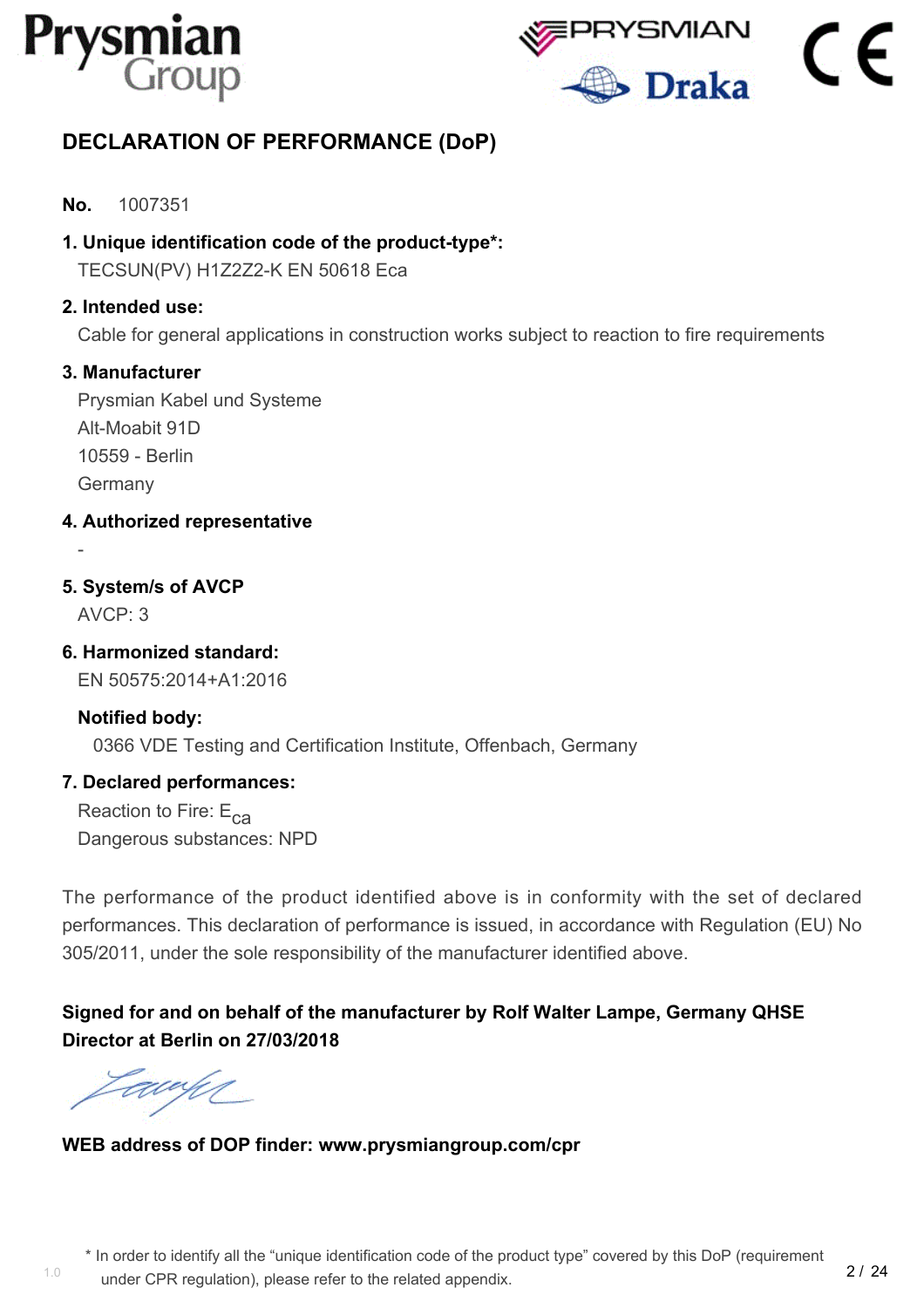# DECLARATION OF PERFORMANCE (DoP)

**No.** 1007351

**1. Unique identification code of the product-type*:**

TECSUN(PV) H1Z2Z2-K EN 50618 Eca

**2. Intended use:**

Cable for general applications in construction works subject to reaction to fire requirements

**3. Manufacturer**

Prysmian Kabel und Systeme
Alt-Moabit 91D
10559 - Berlin
Germany

**4. Authorized representative**

-

**5. System/s of AVCP**

AVCP: 3

**6. Harmonized standard:**

EN 50575:2014+A1:2016

**Notified body:**

0366 VDE Testing and Certification Institute, Offenbach, Germany

**7. Declared performances:**

Reaction to Fire: $E_{ca}$
Dangerous substances: NPD

The performance of the product identified above is in conformity with the set of declared performances. This declaration of performance is issued, in accordance with Regulation (EU) No 305/2011, under the sole responsibility of the manufacturer identified above.

**Signed for and on behalf of the manufacturer by Rolf Walter Lampe, Germany QHSE Director at Berlin on 27/03/2018**

**WEB address of DOP finder: www.prysmiangroup.com/cpr**

\* In order to identify all the "unique identification code of the product type" covered by this DoP (requirement under CPR regulation), please refer to the related appendix.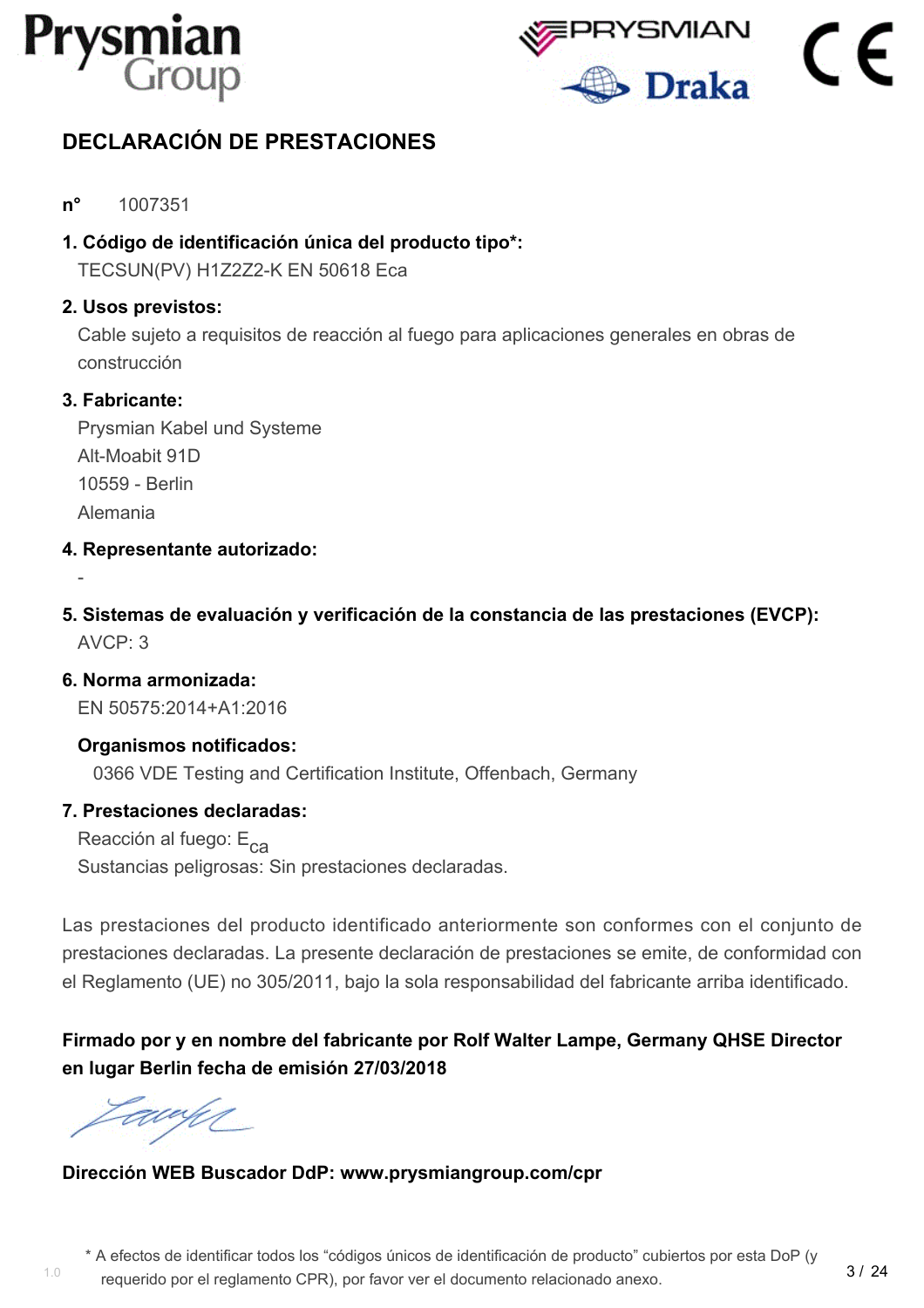# DECLARACIÓN DE PRESTACIONES

**n°** 1007351

### 1. Código de identificación única del producto tipo*:

TECSUN(PV) H1Z2Z2-K EN 50618 Eca

### 2. Usos previstos:

Cable sujeto a requisitos de reacción al fuego para aplicaciones generales en obras de construcción

### 3. Fabricante:

Prysmian Kabel und Systeme
Alt-Moabit 91D
10559 - Berlin
Alemania

### 4. Representante autorizado:

-

### 5. Sistemas de evaluación y verificación de la constancia de las prestaciones (EVCP):

AVCP: 3

### 6. Norma armonizada:

EN 50575:2014+A1:2016

**Organismos notificados:**

0366 VDE Testing and Certification Institute, Offenbach, Germany

### 7. Prestaciones declaradas:

Reacción al fuego: $E_{ca}$
Sustancias peligrosas: Sin prestaciones declaradas.

Las prestaciones del producto identificado anteriormente son conformes con el conjunto de prestaciones declaradas. La presente declaración de prestaciones se emite, de conformidad con el Reglamento (UE) no 305/2011, bajo la sola responsabilidad del fabricante arriba identificado.

**Firmado por y en nombre del fabricante por Rolf Walter Lampe, Germany QHSE Director en lugar Berlin fecha de emisión 27/03/2018**

**Dirección WEB Buscador DdP: www.prysmiangroup.com/cpr**

\* A efectos de identificar todos los "códigos únicos de identificación de producto" cubiertos por esta DoP (y requerido por el reglamento CPR), por favor ver el documento relacionado anexo.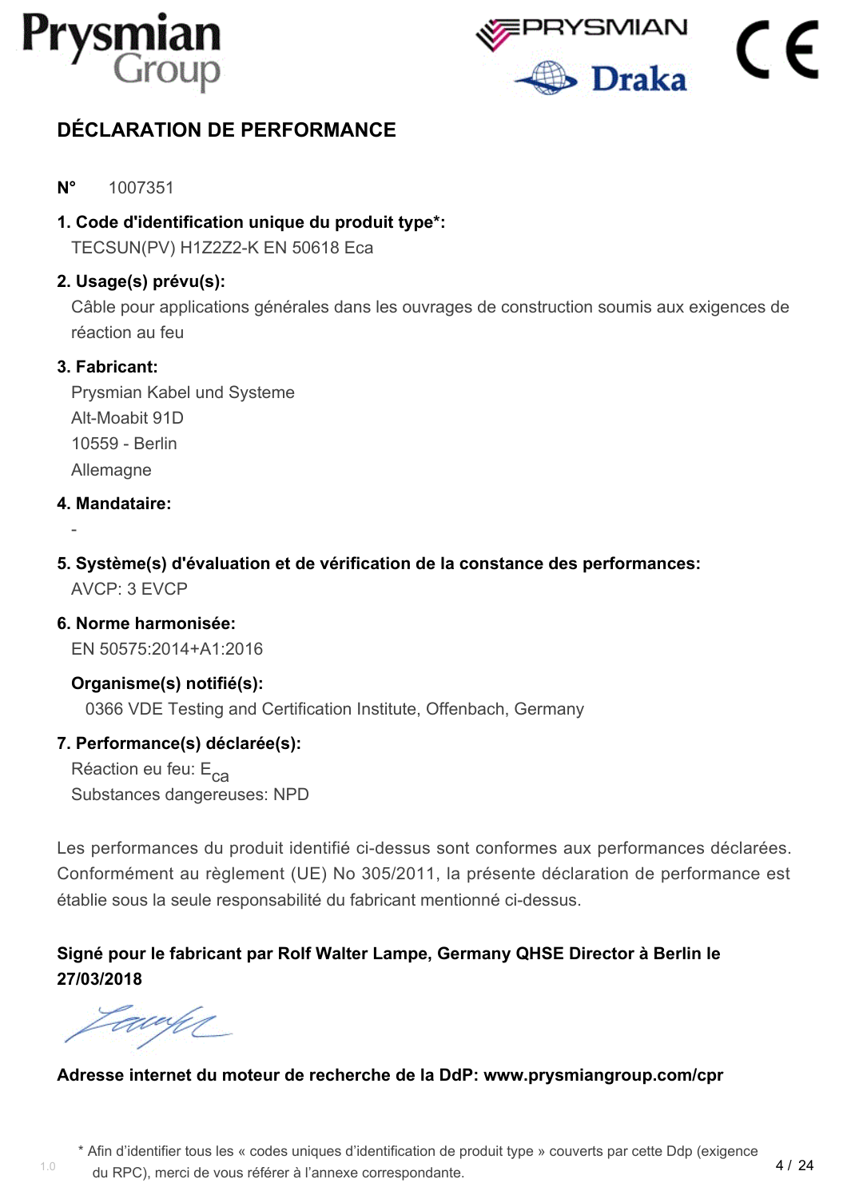# DÉCLARATION DE PERFORMANCE

**N°** 1007351

**1. Code d'identification unique du produit type*:**

TECSUN(PV) H1Z2Z2-K EN 50618 Eca

**2. Usage(s) prévu(s):**

Câble pour applications générales dans les ouvrages de construction soumis aux exigences de réaction au feu

**3. Fabricant:**

Prysmian Kabel und Systeme
Alt-Moabit 91D
10559 - Berlin
Allemagne

**4. Mandataire:**

-

**5. Système(s) d'évaluation et de vérification de la constance des performances:**

AVCP: 3 EVCP

**6. Norme harmonisée:**

EN 50575:2014+A1:2016

**Organisme(s) notifié(s):**

0366 VDE Testing and Certification Institute, Offenbach, Germany

**7. Performance(s) déclarée(s):**

Réaction eu feu: $E_{ca}$
Substances dangereuses: NPD

Les performances du produit identifié ci-dessus sont conformes aux performances déclarées. Conformément au règlement (UE) No 305/2011, la présente déclaration de performance est établie sous la seule responsabilité du fabricant mentionné ci-dessus.

**Signé pour le fabricant par Rolf Walter Lampe, Germany QHSE Director à Berlin le 27/03/2018**

**Adresse internet du moteur de recherche de la DdP: www.prysmiangroup.com/cpr**

* Afin d'identifier tous les « codes uniques d'identification de produit type » couverts par cette Ddp (exigence du RPC), merci de vous référer à l'annexe correspondante.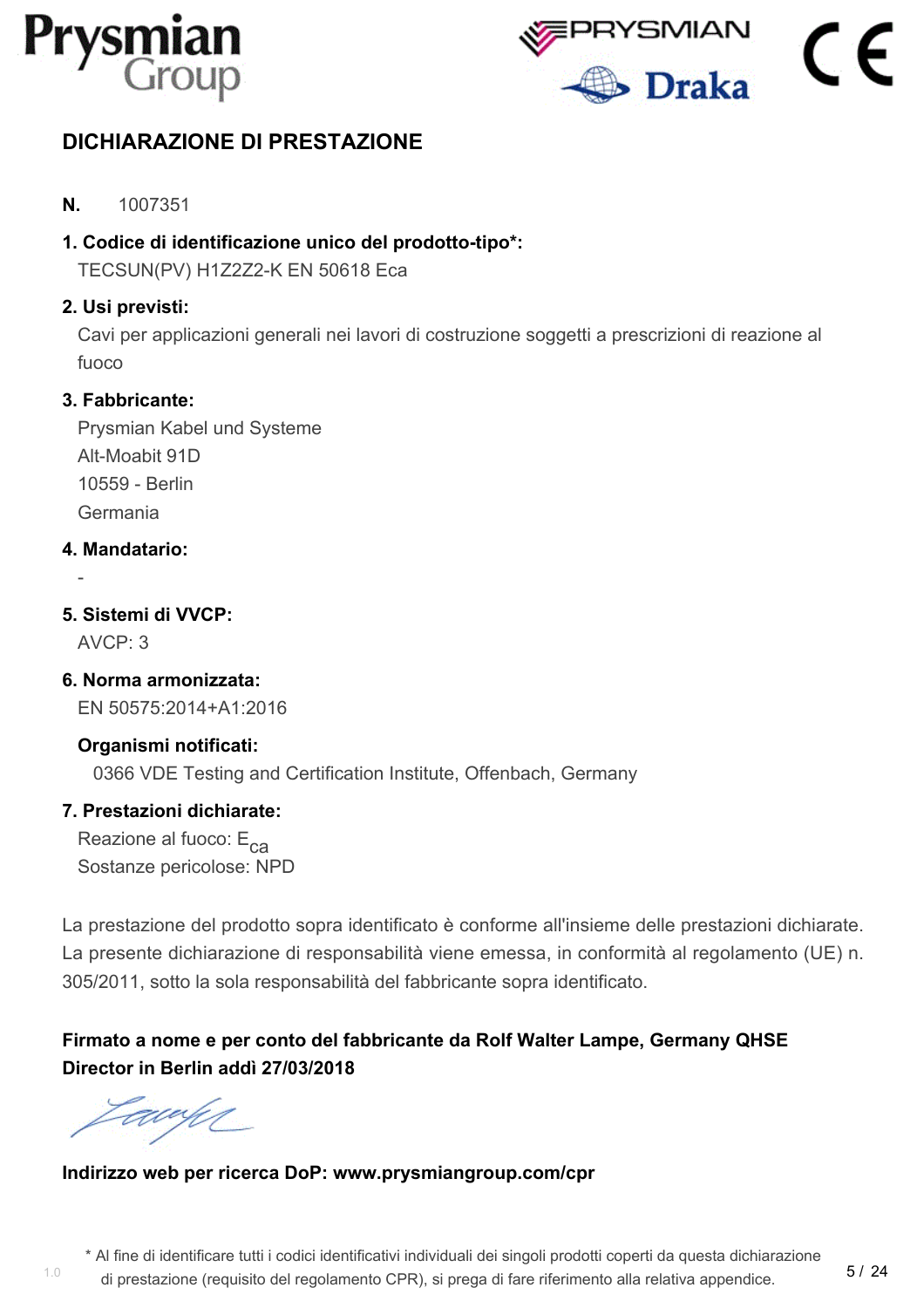# DICHIARAZIONE DI PRESTAZIONE

**N.** 1007351

**1. Codice di identificazione unico del prodotto-tipo*:**
TECSUN(PV) H1Z2Z2-K EN 50618 Eca

**2. Usi previsti:**
Cavi per applicazioni generali nei lavori di costruzione soggetti a prescrizioni di reazione al fuoco

**3. Fabbricante:**
Prysmian Kabel und Systeme
Alt-Moabit 91D
10559 - Berlin
Germania

**4. Mandatario:**
-

**5. Sistemi di VVCP:**
AVCP: 3

**6. Norma armonizzata:**
EN 50575:2014+A1:2016

**Organismi notificati:**
0366 VDE Testing and Certification Institute, Offenbach, Germany

**7. Prestazioni dichiarate:**
Reazione al fuoco: $E_{ca}$
Sostanze pericolose: NPD

La prestazione del prodotto sopra identificato è conforme all'insieme delle prestazioni dichiarate. La presente dichiarazione di responsabilità viene emessa, in conformità al regolamento (UE) n. 305/2011, sotto la sola responsabilità del fabbricante sopra identificato.

**Firmato a nome e per conto del fabbricante da Rolf Walter Lampe, Germany QHSE Director in Berlin addì 27/03/2018**

**Indirizzo web per ricerca DoP: www.prysmiangroup.com/cpr**

\* Al fine di identificare tutti i codici identificativi individuali dei singoli prodotti coperti da questa dichiarazione di prestazione (requisito del regolamento CPR), si prega di fare riferimento alla relativa appendice.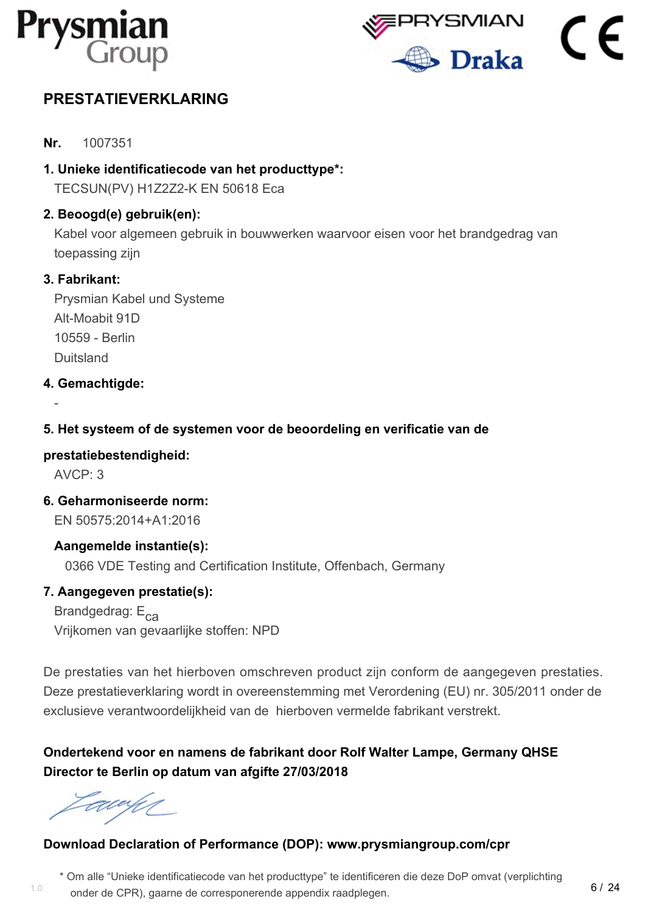# PRESTATIEVERKLARING

**Nr.** 1007351

**1. Unieke identificatiecode van het producttype*:**

TECSUN(PV) H1Z2Z2-K EN 50618 Eca

**2. Beoogd(e) gebruik(en):**

Kabel voor algemeen gebruik in bouwwerken waarvoor eisen voor het brandgedrag van toepassing zijn

**3. Fabrikant:**

Prysmian Kabel und Systeme
Alt-Moabit 91D
10559 - Berlin
Duitsland

**4. Gemachtigde:**

-

**5. Het systeem of de systemen voor de beoordeling en verificatie van de prestatiebestendigheid:**

AVCP: 3

**6. Geharmoniseerde norm:**

EN 50575:2014+A1:2016

**Aangemelde instantie(s):**

0366 VDE Testing and Certification Institute, Offenbach, Germany

**7. Aangegeven prestatie(s):**

Brandgedrag: $E_{ca}$
Vrijkomen van gevaarlijke stoffen: NPD

De prestaties van het hierboven omschreven product zijn conform de aangegeven prestaties. Deze prestatieverklaring wordt in overeenstemming met Verordening (EU) nr. 305/2011 onder de exclusieve verantwoordelijkheid van de hierboven vermelde fabrikant verstrekt.

**Ondertekend voor en namens de fabrikant door Rolf Walter Lampe, Germany QHSE Director te Berlin op datum van afgifte 27/03/2018**

**Download Declaration of Performance (DOP): www.prysmiangroup.com/cpr**

* Om alle "Unieke identificatiecode van het producttype" te identificeren die deze DoP omvat (verplichting onder de CPR), gaarne de corresponerende appendix raadplegen.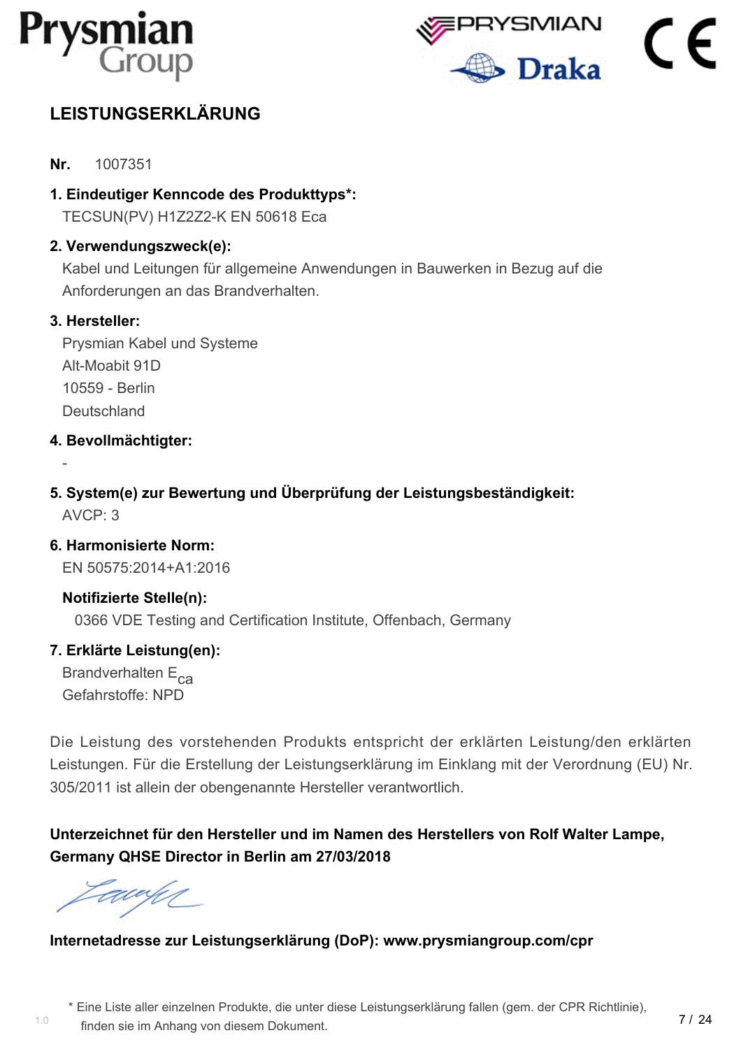# LEISTUNGSERKLÄRUNG

**Nr.** 1007351

**1. Eindeutiger Kenncode des Produkttyps*:**
TECSUN(PV) H1Z2Z2-K EN 50618 Eca

**2. Verwendungszweck(e):**
Kabel und Leitungen für allgemeine Anwendungen in Bauwerken in Bezug auf die Anforderungen an das Brandverhalten.

**3. Hersteller:**
Prysmian Kabel und Systeme
Alt-Moabit 91D
10559 - Berlin
Deutschland

**4. Bevollmächtigter:**
-

**5. System(e) zur Bewertung und Überprüfung der Leistungsbeständigkeit:**
AVCP: 3

**6. Harmonisierte Norm:**
EN 50575:2014+A1:2016

**Notifizierte Stelle(n):**
0366 VDE Testing and Certification Institute, Offenbach, Germany

**7. Erklärte Leistung(en):**
Brandverhalten $E_{ca}$
Gefahrstoffe: NPD

Die Leistung des vorstehenden Produkts entspricht der erklärten Leistung/den erklärten Leistungen. Für die Erstellung der Leistungserklärung im Einklang mit der Verordnung (EU) Nr. 305/2011 ist allein der obengenannte Hersteller verantwortlich.

**Unterzeichnet für den Hersteller und im Namen des Herstellers von Rolf Walter Lampe, Germany QHSE Director in Berlin am 27/03/2018**

**Internetadresse zur Leistungserklärung (DoP): www.prysmiangroup.com/cpr**

\* Eine Liste aller einzelnen Produkte, die unter diese Leistungserklärung fallen (gem. der CPR Richtlinie), finden sie im Anhang von diesem Dokument.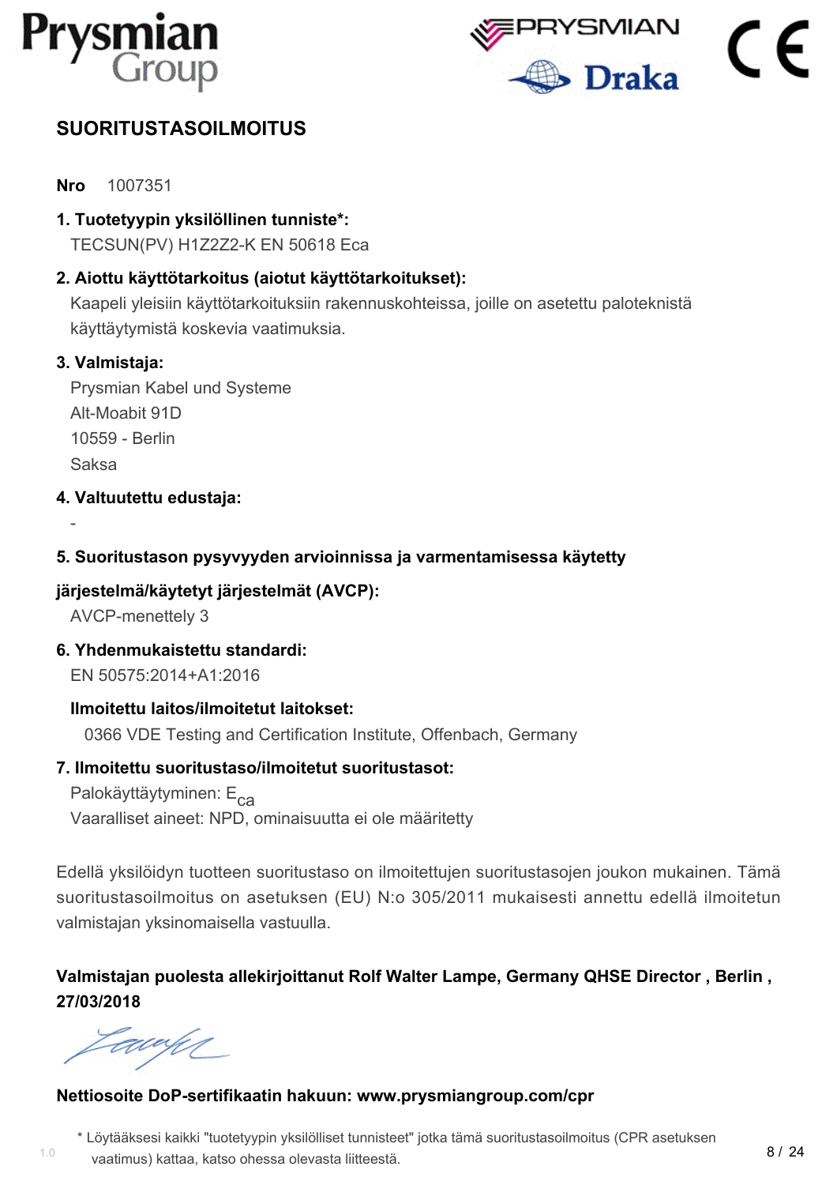# SUORITUSTASOILMOITUS

**Nro** 1007351

**1. Tuotetyypin yksilöllinen tunniste*:**
TECSUN(PV) H1Z2Z2-K EN 50618 Eca

**2. Aiottu käyttötarkoitus (aiotut käyttötarkoitukset):**
Kaapeli yleisiin käyttötarkoituksiin rakennuskohteissa, joille on asetettu paloteknistä käyttäytymistä koskevia vaatimuksia.

**3. Valmistaja:**
Prysmian Kabel und Systeme
Alt-Moabit 91D
10559 - Berlin
Saksa

**4. Valtuutettu edustaja:**
-

**5. Suoritustason pysyvyyden arvioinnissa ja varmentamisessa käytetty järjestelmä/käytetyt järjestelmät (AVCP):**
AVCP-menettely 3

**6. Yhdenmukaistettu standardi:**
EN 50575:2014+A1:2016

**Ilmoitettu laitos/ilmoitetut laitokset:**
0366 VDE Testing and Certification Institute, Offenbach, Germany

**7. Ilmoitettu suoritustaso/ilmoitetut suoritustasot:**
Palokäyttäytyminen: $E_{ca}$
Vaaralliset aineet: NPD, ominaisuutta ei ole määritetty

Edellä yksilöidyn tuotteen suoritustaso on ilmoitettujen suoritustasojen joukon mukainen. Tämä suoritustasoilmoitus on asetuksen (EU) N:o 305/2011 mukaisesti annettu edellä ilmoitetun valmistajan yksinomaisella vastuulla.

**Valmistajan puolesta allekirjoittanut Rolf Walter Lampe, Germany QHSE Director , Berlin , 27/03/2018**

**Nettiosoite DoP-sertifikaatin hakuun: www.prysmiangroup.com/cpr**

\* Löytääksesi kaikki "tuotetyypin yksilölliset tunnisteet" jotka tämä suoritustasoilmoitus (CPR asetuksen vaatimus) kattaa, katso ohessa olevasta liitteestä.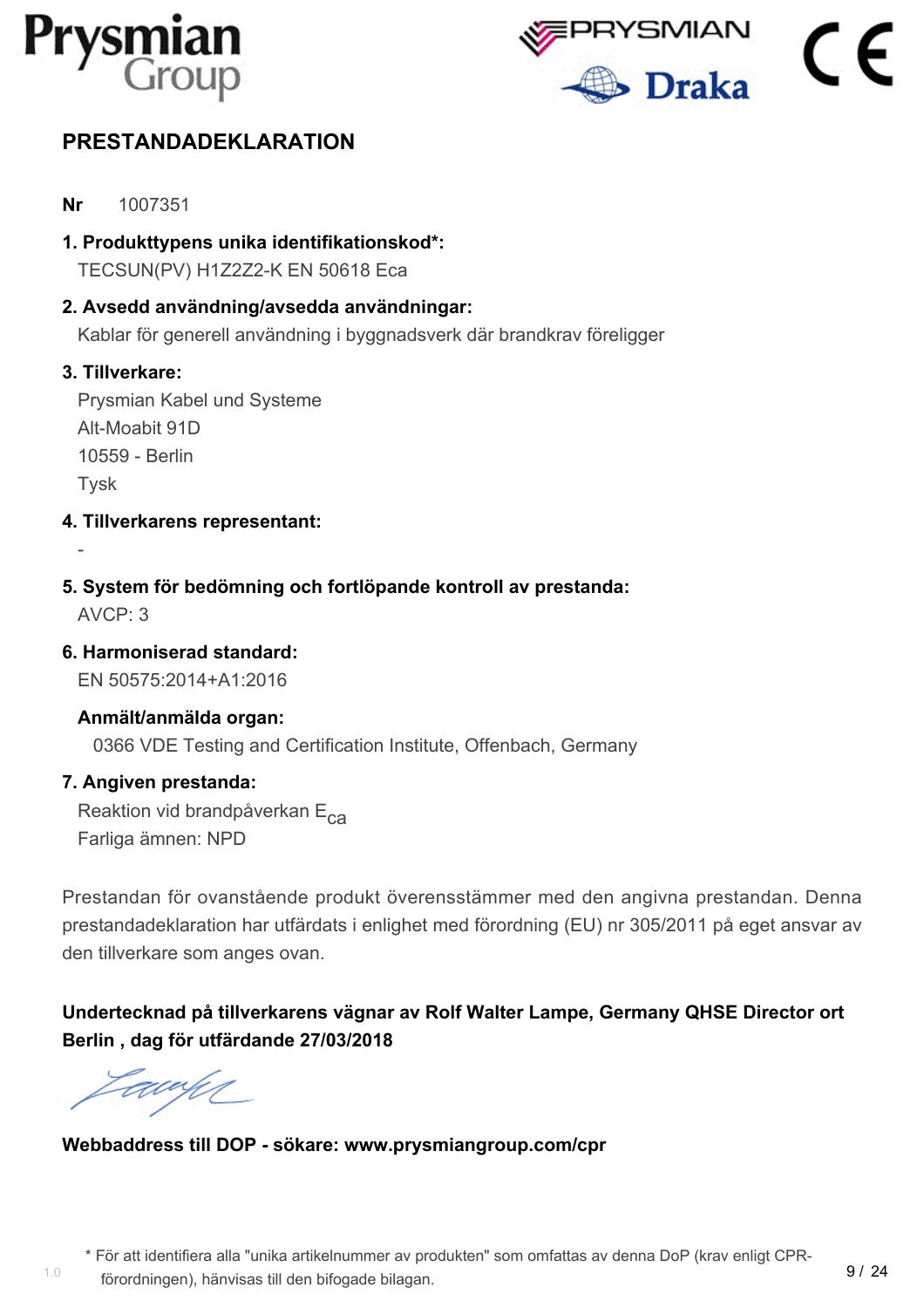# PRESTANDADEKLARATION

**Nr** 1007351

**1. Produkttypens unika identifikationskod*:**

TECSUN(PV) H1Z2Z2-K EN 50618 Eca

**2. Avsedd användning/avsedda användningar:**

Kablar för generell användning i byggnadsverk där brandkrav föreligger

**3. Tillverkare:**

Prysmian Kabel und Systeme
Alt-Moabit 91D
10559 - Berlin
Tysk

**4. Tillverkarens representant:**

-

**5. System för bedömning och fortlöpande kontroll av prestanda:**

AVCP: 3

**6. Harmoniserad standard:**

EN 50575:2014+A1:2016

**Anmält/anmälda organ:**

0366 VDE Testing and Certification Institute, Offenbach, Germany

**7. Angiven prestanda:**

Reaktion vid brandpåverkan $E_{ca}$
Farliga ämnen: NPD

Prestandan för ovanstående produkt överensstämmer med den angivna prestandan. Denna prestandadeklaration har utfärdats i enlighet med förordning (EU) nr 305/2011 på eget ansvar av den tillverkare som anges ovan.

**Undertecknad på tillverkarens vägnar av Rolf Walter Lampe, Germany QHSE Director ort Berlin , dag för utfärdande 27/03/2018**

**Webbaddress till DOP - sökare: www.prysmiangroup.com/cpr**

\* För att identifiera alla "unika artikelnummer av produkten" som omfattas av denna DoP (krav enligt CPR-förordningen), hänvisas till den bifogade bilagan.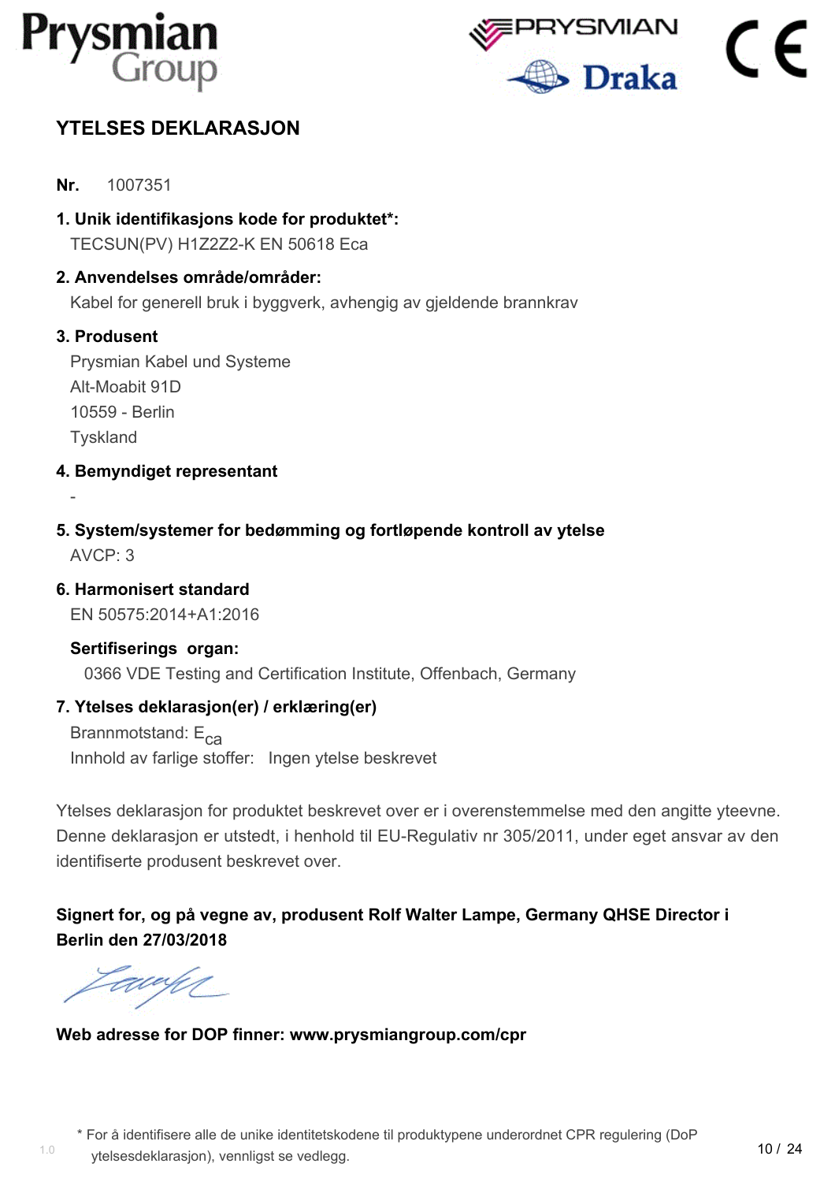## YTELSES DEKLARASJON

**Nr.** 1007351

**1. Unik identifikasjons kode for produktet*:**

TECSUN(PV) H1Z2Z2-K EN 50618 Eca

**2. Anvendelses område/områder:**

Kabel for generell bruk i byggverk, avhengig av gjeldende brannkrav

**3. Produsent**

Prysmian Kabel und Systeme
Alt-Moabit 91D
10559 - Berlin
Tyskland

**4. Bemyndiget representant**

-

**5. System/systemer for bedømming og fortløpende kontroll av ytelse**

AVCP: 3

**6. Harmonisert standard**

EN 50575:2014+A1:2016

**Sertifiserings organ:**

0366 VDE Testing and Certification Institute, Offenbach, Germany

**7. Ytelses deklarasjon(er) / erklæring(er)**

Brannmotstand: $E_{ca}$
Innhold av farlige stoffer: Ingen ytelse beskrevet

Ytelses deklarasjon for produktet beskrevet over er i overenstemmelse med den angitte yteevne. Denne deklarasjon er utstedt, i henhold til EU-Regulativ nr 305/2011, under eget ansvar av den identifiserte produsent beskrevet over.

**Signert for, og på vegne av, produsent Rolf Walter Lampe, Germany QHSE Director i Berlin den 27/03/2018**

**Web adresse for DOP finner: www.prysmiangroup.com/cpr**

* For å identifisere alle de unike identitetskodene til produktypene underordnet CPR regulering (DoP ytelsesdeklarasjon), vennligst se vedlegg.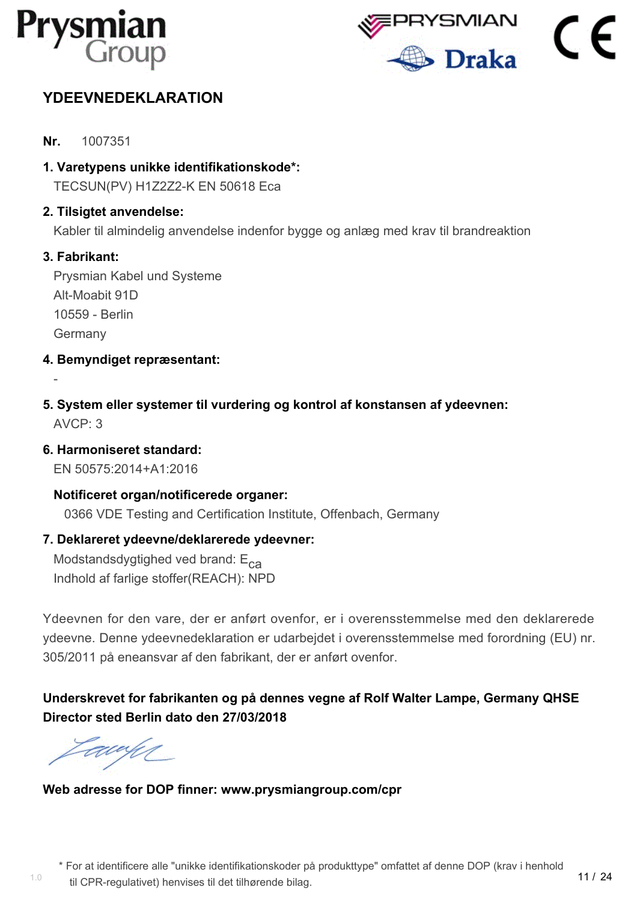# YDEEVNEDEKLARATION

**Nr.** 1007351

**1. Varetypens unikke identifikationskode*:**
TECSUN(PV) H1Z2Z2-K EN 50618 Eca

**2. Tilsigtet anvendelse:**
Kabler til almindelig anvendelse indenfor bygge og anlæg med krav til brandreaktion

**3. Fabrikant:**
Prysmian Kabel und Systeme
Alt-Moabit 91D
10559 - Berlin
Germany

**4. Bemyndiget repræsentant:**
-

**5. System eller systemer til vurdering og kontrol af konstansen af ydeevnen:**
AVCP: 3

**6. Harmoniseret standard:**
EN 50575:2014+A1:2016

**Notificeret organ/notificerede organer:**
0366 VDE Testing and Certification Institute, Offenbach, Germany

**7. Deklareret ydeevne/deklarerede ydeevner:**
Modstandsdygtighed ved brand: $E_{ca}$
Indhold af farlige stoffer(REACH): NPD

Ydeevnen for den vare, der er anført ovenfor, er i overensstemmelse med den deklarerede ydeevne. Denne ydeevnedeklaration er udarbejdet i overensstemmelse med forordning (EU) nr. 305/2011 på eneansvar af den fabrikant, der er anført ovenfor.

**Underskrevet for fabrikanten og på dennes vegne af Rolf Walter Lampe, Germany QHSE Director sted Berlin dato den 27/03/2018**

**Web adresse for DOP finner: www.prysmiangroup.com/cpr**

\* For at identificere alle "unikke identifikationskoder på produkttype" omfattet af denne DOP (krav i henhold til CPR-regulativet) henvises til det tilhørende bilag.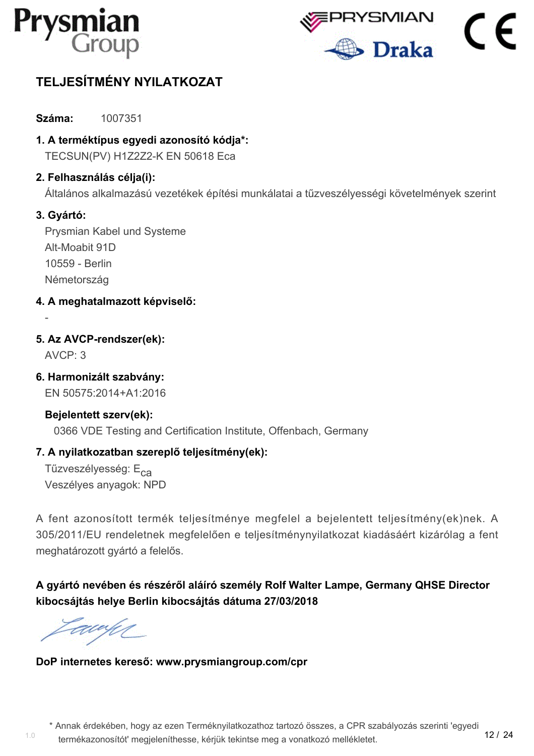# TELJESÍTMÉNY NYILATKOZAT

**Száma:** 1007351

**1. A terméktípus egyedi azonosító kódja*:**

TECSUN(PV) H1Z2Z2-K EN 50618 Eca

**2. Felhasználás célja(i):**

Általános alkalmazású vezetékek építési munkálatai a tűzveszélyességi követelmények szerint

**3. Gyártó:**

Prysmian Kabel und Systeme
Alt-Moabit 91D
10559 - Berlin
Németország

**4. A meghatalmazott képviselő:**

-

**5. Az AVCP-rendszer(ek):**

AVCP: 3

**6. Harmonizált szabvány:**

EN 50575:2014+A1:2016

**Bejelentett szerv(ek):**

0366 VDE Testing and Certification Institute, Offenbach, Germany

**7. A nyilatkozatban szereplő teljesítmény(ek):**

Tűzveszélyesség: $E_{ca}$
Veszélyes anyagok: NPD

A fent azonosított termék teljesítménye megfelel a bejelentett teljesítmény(ek)nek. A 305/2011/EU rendeletnek megfelelően e teljesítménynyilatkozat kiadásáért kizárólag a fent meghatározott gyártó a felelős.

**A gyártó nevében és részéről aláíró személy Rolf Walter Lampe, Germany QHSE Director kibocsájtás helye Berlin kibocsájtás dátuma 27/03/2018**

**DoP internetes kereső: www.prysmiangroup.com/cpr**

\* Annak érdekében, hogy az ezen Terméknyilatkozathoz tartozó összes, a CPR szabályozás szerinti 'egyedi termékazonosítót' megjeleníthesse, kérjük tekintse meg a vonatkozó mellékletet.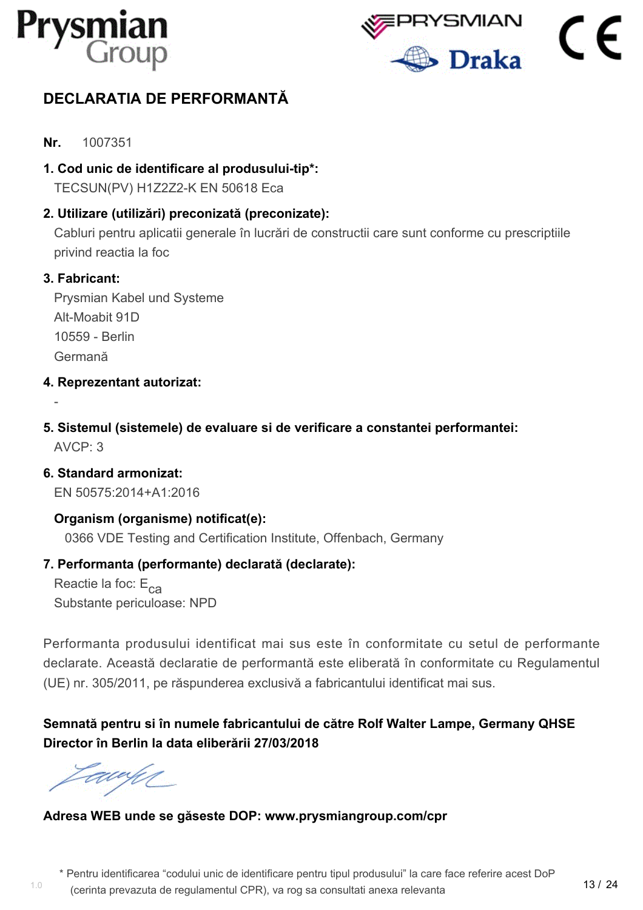# DECLARATIA DE PERFORMANTĂ

**Nr.** 1007351

**1. Cod unic de identificare al produsului-tip\*:**
TECSUN(PV) H1Z2Z2-K EN 50618 Eca

**2. Utilizare (utilizări) preconizată (preconizate):**
Cabluri pentru aplicatii generale în lucrări de constructii care sunt conforme cu prescriptiile privind reactia la foc

**3. Fabricant:**
Prysmian Kabel und Systeme
Alt-Moabit 91D
10559 - Berlin
Germană

**4. Reprezentant autorizat:**
-

**5. Sistemul (sistemele) de evaluare si de verificare a constantei performantei:**
AVCP: 3

**6. Standard armonizat:**
EN 50575:2014+A1:2016

**Organism (organisme) notificat(e):**
0366 VDE Testing and Certification Institute, Offenbach, Germany

**7. Performanta (performante) declarată (declarate):**
Reactie la foc: $E_{ca}$
Substante periculoase: NPD

Performanta produsului identificat mai sus este în conformitate cu setul de performante declarate. Această declaratie de performantă este eliberată în conformitate cu Regulamentul (UE) nr. 305/2011, pe răspunderea exclusivă a fabricantului identificat mai sus.

**Semnată pentru si în numele fabricantului de către Rolf Walter Lampe, Germany QHSE Director în Berlin la data eliberării 27/03/2018**

**Adresa WEB unde se găseste DOP: www.prysmiangroup.com/cpr**

\* Pentru identificarea "codului unic de identificare pentru tipul produsului" la care face referire acest DoP (cerinta prevazuta de regulamentul CPR), va rog sa consultati anexa relevanta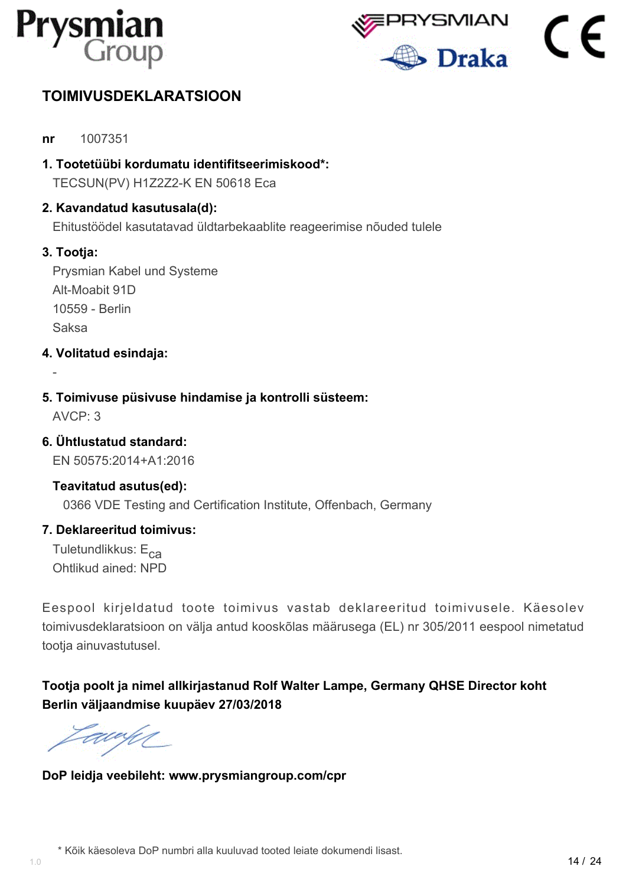## TOIMIVUSDEKLARATSIOON

**nr** 1007351

**1. Tootetüübi kordumatu identifitseerimiskood*:**
TECSUN(PV) H1Z2Z2-K EN 50618 Eca

**2. Kavandatud kasutusala(d):**
Ehitustöödel kasutatavad üldtarbekaablite reageerimise nõuded tulele

**3. Tootja:**
Prysmian Kabel und Systeme
Alt-Moabit 91D
10559 - Berlin
Saksa

**4. Volitatud esindaja:**
-

**5. Toimivuse püsivuse hindamise ja kontrolli süsteem:**
AVCP: 3

**6. Ühtlustatud standard:**
EN 50575:2014+A1:2016

**Teavitatud asutus(ed):**
0366 VDE Testing and Certification Institute, Offenbach, Germany

**7. Deklareeritud toimivus:**
Tuletundlikkus: $E_{ca}$
Ohtlikud ained: NPD

Eespool kirjeldatud toote toimivus vastab deklareeritud toimivusele. Käesolev toimivusdeklaratsioon on välja antud kooskõlas määrusega (EL) nr 305/2011 eespool nimetatud tootja ainuvastutusel.

**Tootja poolt ja nimel allkirjastanud Rolf Walter Lampe, Germany QHSE Director koht Berlin väljaandmise kuupäev 27/03/2018**

**DoP leidja veebileht: www.prysmiangroup.com/cpr**

\* Kõik käesoleva DoP numbri alla kuuluvad tooted leiate dokumendi lisast.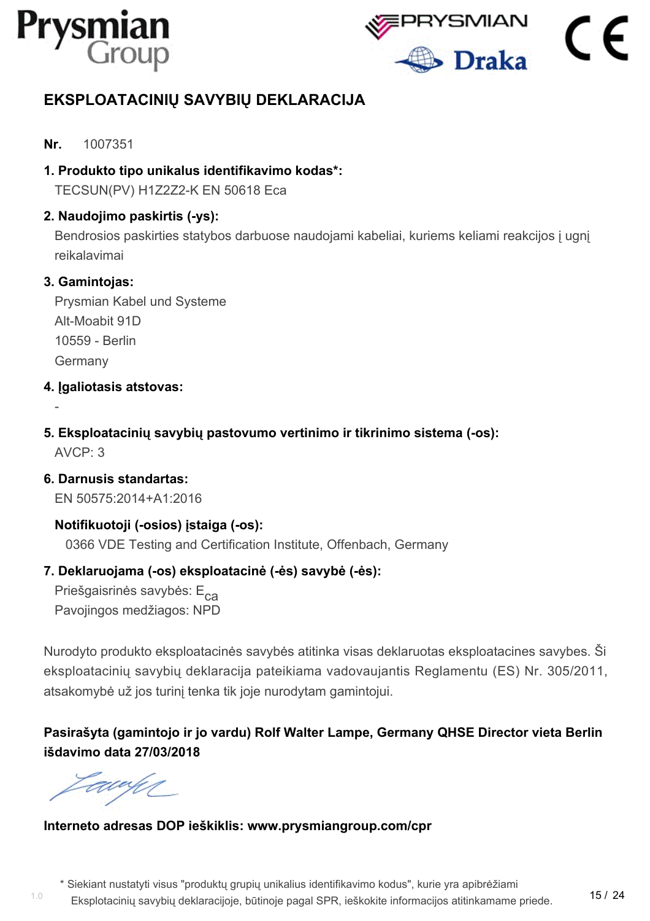# EKSPLOATACINIŲ SAVYBIŲ DEKLARACIJA

**Nr.** 1007351

**1. Produkto tipo unikalus identifikavimo kodas*:**

TECSUN(PV) H1Z2Z2-K EN 50618 Eca

**2. Naudojimo paskirtis (-ys):**

Bendrosios paskirties statybos darbuose naudojami kabeliai, kuriems keliami reakcijos į ugnį reikalavimai

**3. Gamintojas:**

Prysmian Kabel und Systeme
Alt-Moabit 91D
10559 - Berlin
Germany

**4. Įgaliotasis atstovas:**

-

**5. Eksploatacinių savybių pastovumo vertinimo ir tikrinimo sistema (-os):**

AVCP: 3

**6. Darnusis standartas:**

EN 50575:2014+A1:2016

**Notifikuotoji (-osios) įstaiga (-os):**

0366 VDE Testing and Certification Institute, Offenbach, Germany

**7. Deklaruojama (-os) eksploatacinė (-ės) savybė (-ės):**

Priešgaisrinės savybės: $E_{ca}$
Pavojingos medžiagos: NPD

Nurodyto produkto eksploatacinės savybės atitinka visas deklaruotas eksploatacines savybes. Ši eksploatacinių savybių deklaracija pateikiama vadovaujantis Reglamentu (ES) Nr. 305/2011, atsakomybė už jos turinį tenka tik joje nurodytam gamintojui.

**Pasirašyta (gamintojo ir jo vardu) Rolf Walter Lampe, Germany QHSE Director vieta Berlin išdavimo data 27/03/2018**

**Interneto adresas DOP ieškiklis: www.prysmiangroup.com/cpr**

\* Siekiant nustatyti visus "produktų grupių unikalius identifikavimo kodus", kurie yra apibrėžiami Eksplotacinių savybių deklaracijoje, būtinoje pagal SPR, ieškokite informacijos atitinkamame priede.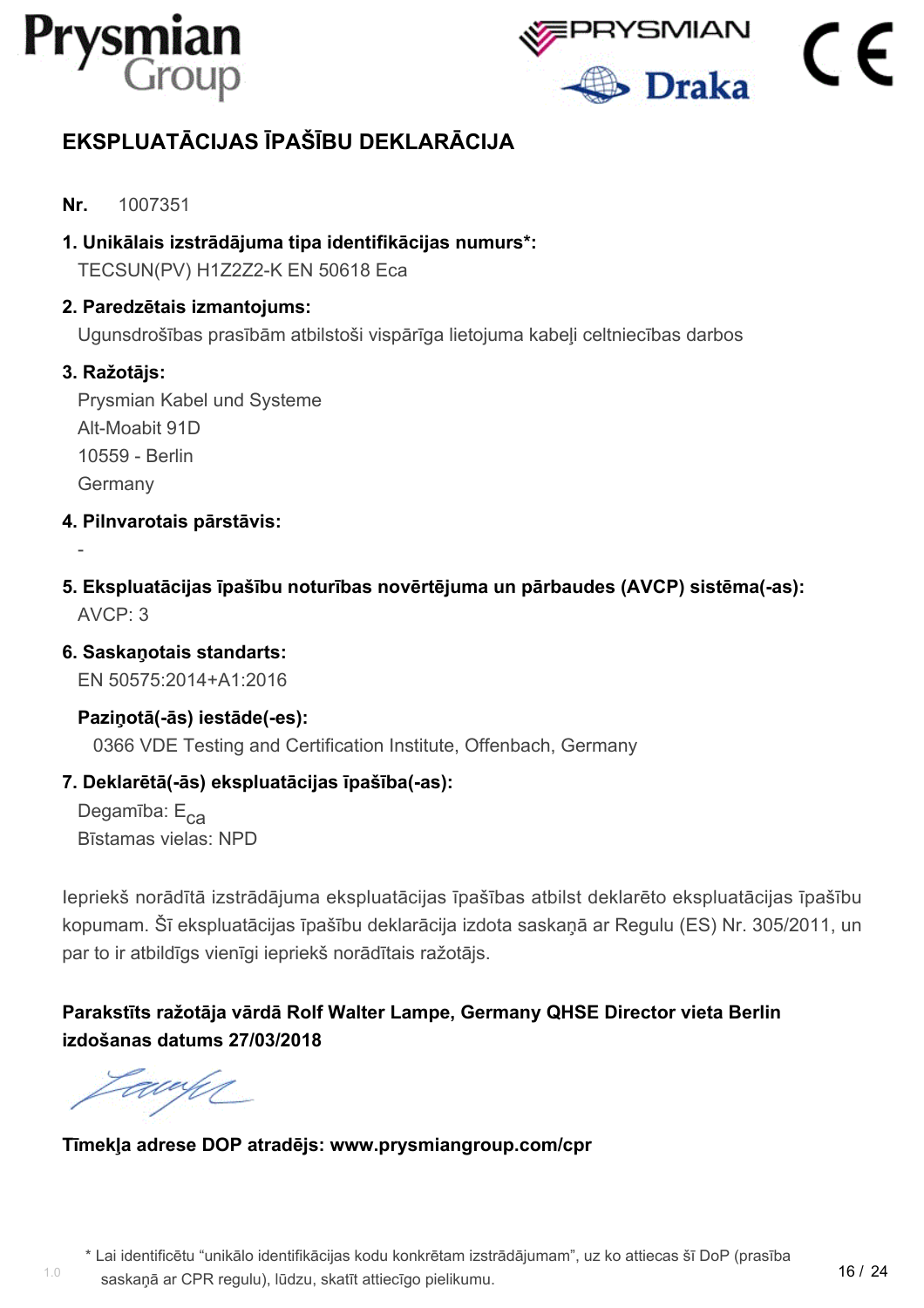# EKSPLUATĀCIJAS ĪPAŠĪBU DEKLARĀCIJA

**Nr.** 1007351

**1. Unikālais izstrādājuma tipa identifikācijas numurs*:**
TECSUN(PV) H1Z2Z2-K EN 50618 Eca

**2. Paredzētais izmantojums:**
Ugunsdrošības prasībām atbilstoši vispārīga lietojuma kabeļi celtniecības darbos

**3. Ražotājs:**
Prysmian Kabel und Systeme
Alt-Moabit 91D
10559 - Berlin
Germany

**4. Pilnvarotais pārstāvis:**
-

**5. Ekspluatācijas īpašību noturības novērtējuma un pārbaudes (AVCP) sistēma(-as):**
AVCP: 3

**6. Saskaņotais standarts:**
EN 50575:2014+A1:2016

**Paziņotā(-ās) iestāde(-es):**
0366 VDE Testing and Certification Institute, Offenbach, Germany

**7. Deklarētā(-ās) ekspluatācijas īpašība(-as):**
Degamība: $E_{ca}$
Bīstamas vielas: NPD

Iepriekš norādītā izstrādājuma ekspluatācijas īpašības atbilst deklarēto ekspluatācijas īpašību kopumam. Šī ekspluatācijas īpašību deklarācija izdota saskaņā ar Regulu (ES) Nr. 305/2011, un par to ir atbildīgs vienīgi iepriekš norādītais ražotājs.

**Parakstīts ražotāja vārdā Rolf Walter Lampe, Germany QHSE Director vieta Berlin izdošanas datums 27/03/2018**

**Tīmekļa adrese DOP atradējs: www.prysmiangroup.com/cpr**

* Lai identificētu "unikālo identifikācijas kodu konkrētam izstrādājumam", uz ko attiecas šī DoP (prasība saskaņā ar CPR regulu), lūdzu, skatīt attiecīgo pielikumu.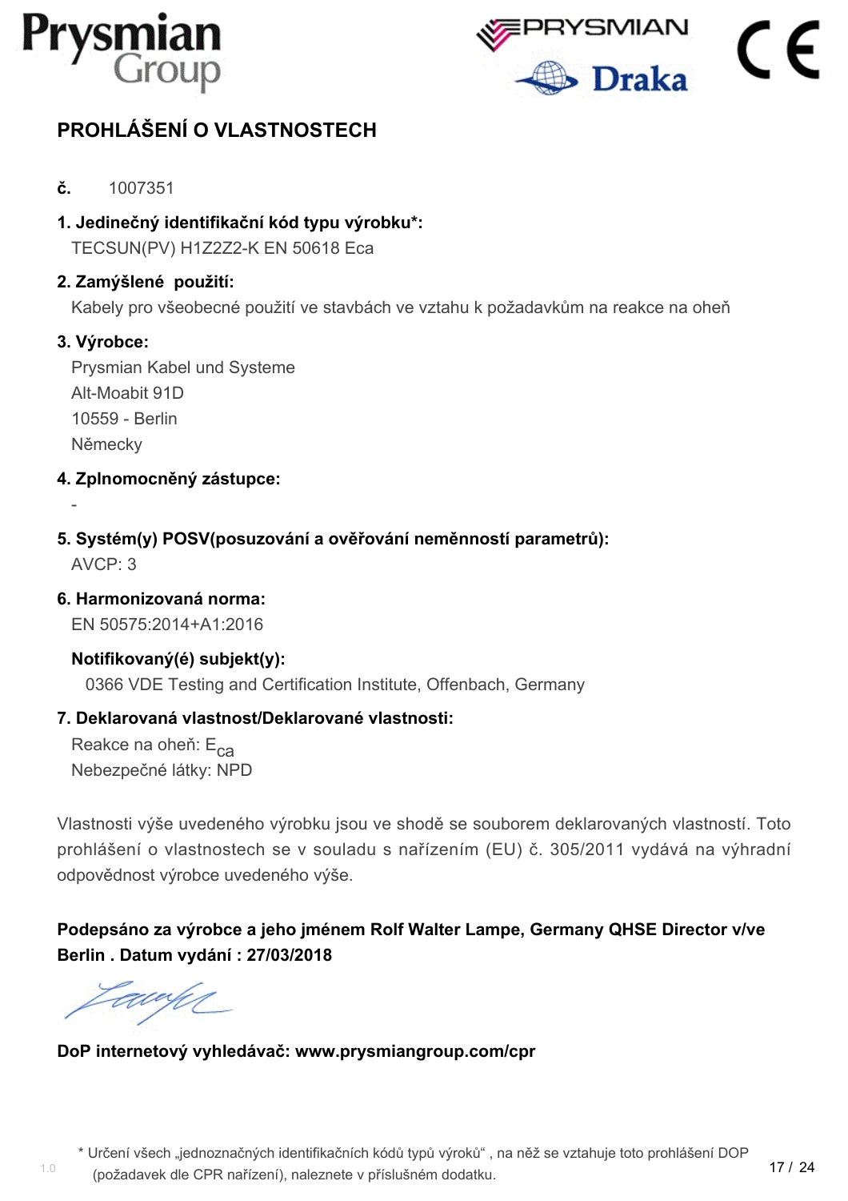# PROHLÁŠENÍ O VLASTNOSTECH

**č.** 1007351

**1. Jedinečný identifikační kód typu výrobku*:**
TECSUN(PV) H1Z2Z2-K EN 50618 Eca

**2. Zamýšlené použití:**
Kabely pro všeobecné použití ve stavbách ve vztahu k požadavkům na reakce na oheň

**3. Výrobce:**
Prysmian Kabel und Systeme
Alt-Moabit 91D
10559 - Berlin
Německy

**4. Zplnomocněný zástupce:**
-

**5. Systém(y) POSV(posuzování a ověřování neměnností parametrů):**
AVCP: 3

**6. Harmonizovaná norma:**
EN 50575:2014+A1:2016

**Notifikovaný(é) subjekt(y):**
0366 VDE Testing and Certification Institute, Offenbach, Germany

**7. Deklarovaná vlastnost/Deklarované vlastnosti:**
Reakce na oheň: $E_{ca}$
Nebezpečné látky: NPD

Vlastnosti výše uvedeného výrobku jsou ve shodě se souborem deklarovaných vlastností. Toto prohlášení o vlastnostech se v souladu s nařízením (EU) č. 305/2011 vydává na výhradní odpovědnost výrobce uvedeného výše.

**Podepsáno za výrobce a jeho jménem Rolf Walter Lampe, Germany QHSE Director v/ve Berlin . Datum vydání : 27/03/2018**

**DoP internetový vyhledávač: www.prysmiangroup.com/cpr**

* Určení všech „jednoznačných identifikačních kódů typů výroků“ , na něž se vztahuje toto prohlášení DOP (požadavek dle CPR nařízení), naleznete v příslušném dodatku.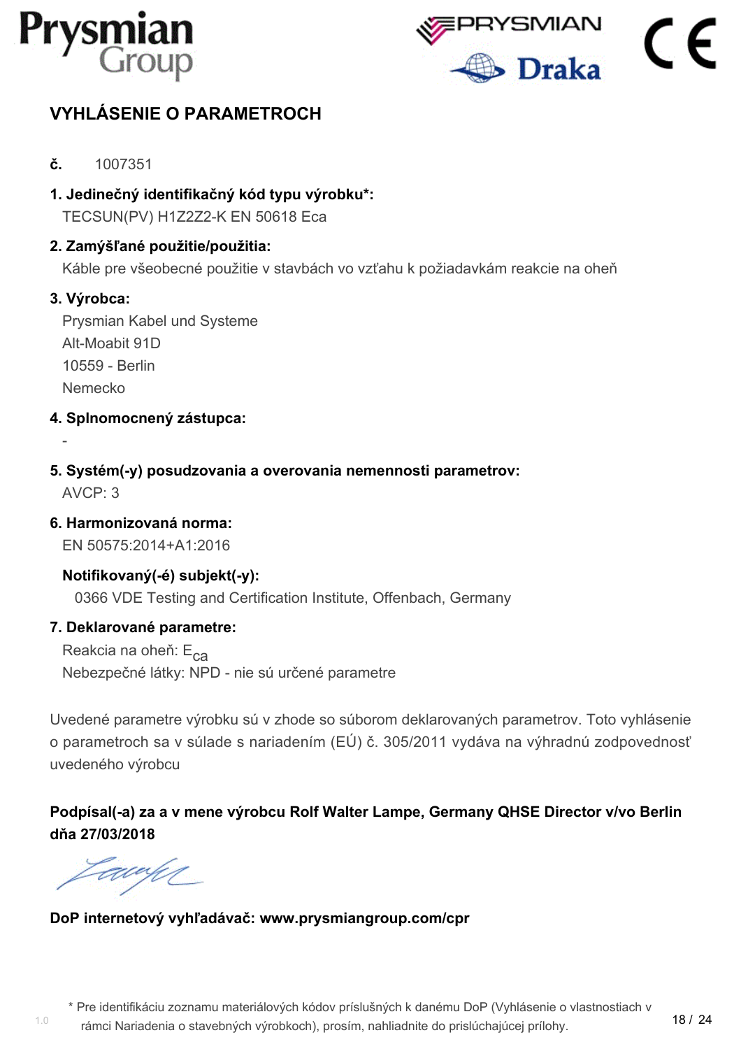# VYHLÁSENIE O PARAMETROCH

**č.** 1007351

**1. Jedinečný identifikačný kód typu výrobku\*:**

TECSUN(PV) H1Z2Z2-K EN 50618 Eca

**2. Zamýšľané použitie/použitia:**

Káble pre všeobecné použitie v stavbách vo vzťahu k požiadavkám reakcie na oheň

**3. Výrobca:**

Prysmian Kabel und Systeme
Alt-Moabit 91D
10559 - Berlin
Nemecko

**4. Splnomocnený zástupca:**

-

**5. Systém(-y) posudzovania a overovania nemennosti parametrov:**

AVCP: 3

**6. Harmonizovaná norma:**

EN 50575:2014+A1:2016

**Notifikovaný(-é) subjekt(-y):**

0366 VDE Testing and Certification Institute, Offenbach, Germany

**7. Deklarované parametre:**

Reakcia na oheň: $E_{ca}$
Nebezpečné látky: NPD - nie sú určené parametre

Uvedené parametre výrobku sú v zhode so súborom deklarovaných parametrov. Toto vyhlásenie o parametroch sa v súlade s nariadením (EÚ) č. 305/2011 vydáva na výhradnú zodpovednosť uvedeného výrobcu

**Podpísal(-a) za a v mene výrobcu Rolf Walter Lampe, Germany QHSE Director v/vo Berlin dňa 27/03/2018**

**DoP internetový vyhľadávač: www.prysmiangroup.com/cpr**

\* Pre identifikáciu zoznamu materiálových kódov príslušných k danému DoP (Vyhlásenie o vlastnostiach v rámci Nariadenia o stavebných výrobkoch), prosím, nahliadnite do prislúchajúcej prílohy.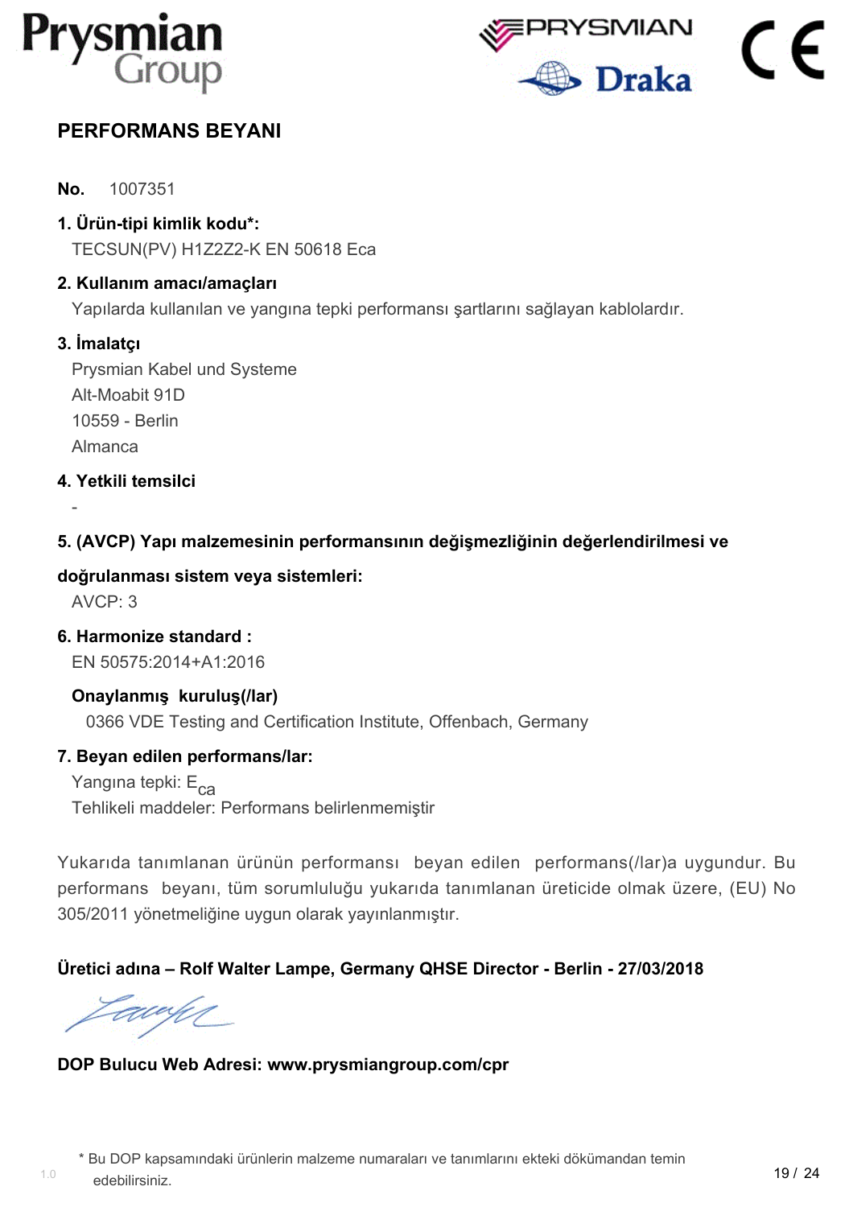# PERFORMANS BEYANI

**No.** 1007351

**1. Ürün-tipi kimlik kodu*:**

TECSUN(PV) H1Z2Z2-K EN 50618 Eca

**2. Kullanım amacı/amaçları**

Yapılarda kullanılan ve yangına tepki performansı şartlarını sağlayan kablolardır.

**3. İmalatçı**

Prysmian Kabel und Systeme
Alt-Moabit 91D
10559 - Berlin
Almanca

**4. Yetkili temsilci**

-

**5. (AVCP) Yapı malzemesinin performansının değişmezliğinin değerlendirilmesi ve doğrulanması sistem veya sistemleri:**

AVCP: 3

**6. Harmonize standard :**

EN 50575:2014+A1:2016

**Onaylanmış kuruluş(/lar)**

0366 VDE Testing and Certification Institute, Offenbach, Germany

**7. Beyan edilen performans/lar:**

Yangına tepki: $E_{ca}$
Tehlikeli maddeler: Performans belirlenmemiştir

Yukarıda tanımlanan ürünün performansı beyan edilen performans(/lar)a uygundur. Bu performans beyanı, tüm sorumluluğu yukarıda tanımlanan üreticide olmak üzere, (EU) No 305/2011 yönetmeliğine uygun olarak yayınlanmıştır.

**Üretici adına – Rolf Walter Lampe, Germany QHSE Director - Berlin - 27/03/2018**

**DOP Bulucu Web Adresi: www.prysmiangroup.com/cpr**

\* Bu DOP kapsamındaki ürünlerin malzeme numaraları ve tanımlarını ekteki dökümandan temin edebilirsiniz.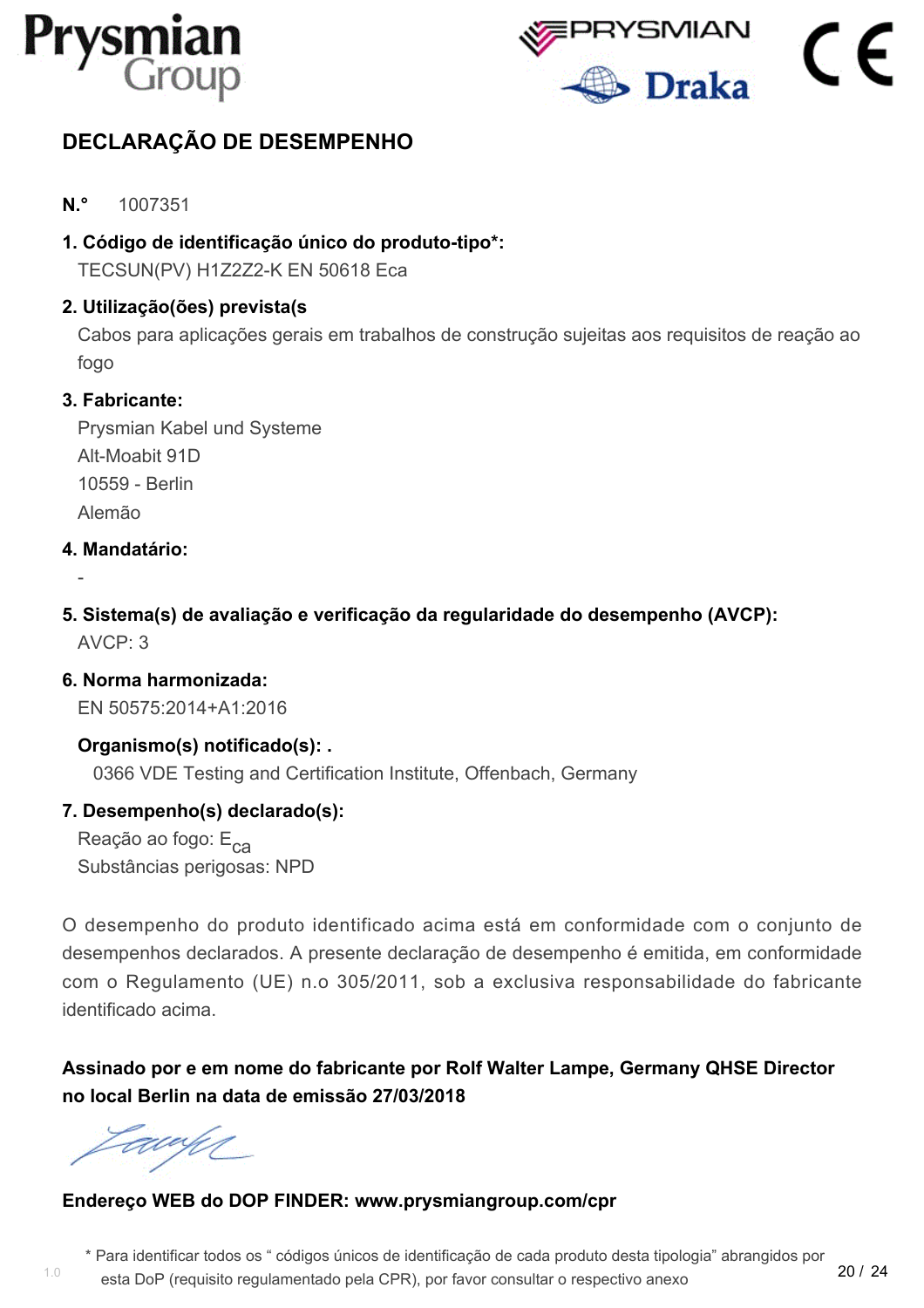# DECLARAÇÃO DE DESEMPENHO

**N.°** 1007351

**1. Código de identificação único do produto-tipo*:**

TECSUN(PV) H1Z2Z2-K EN 50618 Eca

**2. Utilização(ões) prevista(s**

Cabos para aplicações gerais em trabalhos de construção sujeitas aos requisitos de reação ao fogo

**3. Fabricante:**

Prysmian Kabel und Systeme
Alt-Moabit 91D
10559 - Berlin
Alemão

**4. Mandatário:**

-

**5. Sistema(s) de avaliação e verificação da regularidade do desempenho (AVCP):**

AVCP: 3

**6. Norma harmonizada:**

EN 50575:2014+A1:2016

**Organismo(s) notificado(s): .**

0366 VDE Testing and Certification Institute, Offenbach, Germany

**7. Desempenho(s) declarado(s):**

Reação ao fogo: $E_{ca}$
Substâncias perigosas: NPD

O desempenho do produto identificado acima está em conformidade com o conjunto de desempenhos declarados. A presente declaração de desempenho é emitida, em conformidade com o Regulamento (UE) n.o 305/2011, sob a exclusiva responsabilidade do fabricante identificado acima.

**Assinado por e em nome do fabricante por Rolf Walter Lampe, Germany QHSE Director no local Berlin na data de emissão 27/03/2018**

**Endereço WEB do DOP FINDER: www.prysmiangroup.com/cpr**

* Para identificar todos os " códigos únicos de identificação de cada produto desta tipologia" abrangidos por esta DoP (requisito regulamentado pela CPR), por favor consultar o respectivo anexo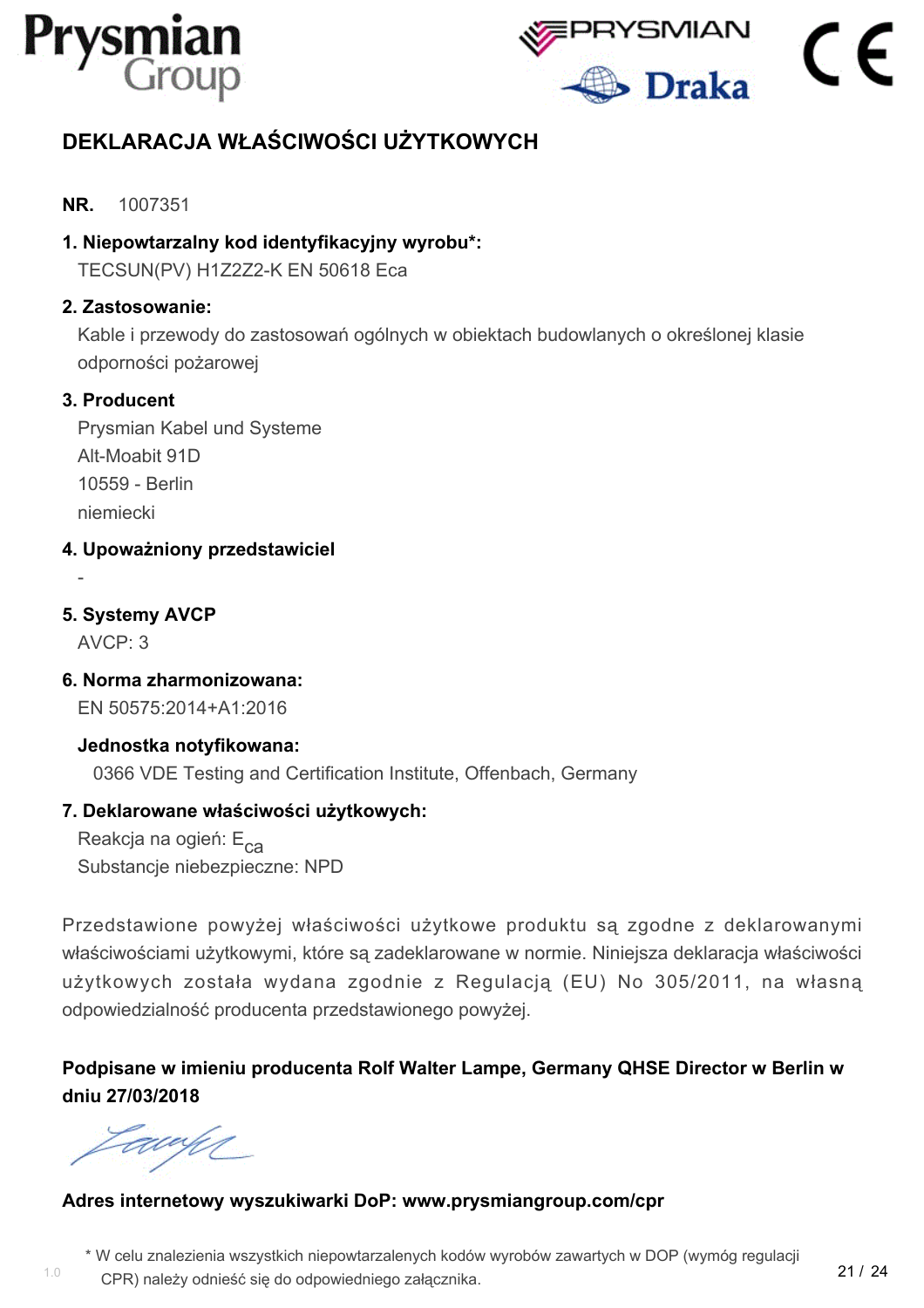# DEKLARACJA WŁAŚCIWOŚCI UŻYTKOWYCH

**NR.** 1007351

**1. Niepowtarzalny kod identyfikacyjny wyrobu*:**

TECSUN(PV) H1Z2Z2-K EN 50618 Eca

**2. Zastosowanie:**

Kable i przewody do zastosowań ogólnych w obiektach budowlanych o określonej klasie odporności pożarowej

**3. Producent**

Prysmian Kabel und Systeme
Alt-Moabit 91D
10559 - Berlin
niemiecki

**4. Upoważniony przedstawiciel**

-

**5. Systemy AVCP**

AVCP: 3

**6. Norma zharmonizowana:**

EN 50575:2014+A1:2016

**Jednostka notyfikowana:**

0366 VDE Testing and Certification Institute, Offenbach, Germany

**7. Deklarowane właściwości użytkowych:**

Reakcja na ogień: $E_{ca}$
Substancje niebezpieczne: NPD

Przedstawione powyżej właściwości użytkowe produktu są zgodne z deklarowanymi właściwościami użytkowymi, które są zadeklarowane w normie. Niniejsza deklaracja właściwości użytkowych została wydana zgodnie z Regulacją (EU) No 305/2011, na własną odpowiedzialność producenta przedstawionego powyżej.

**Podpisane w imieniu producenta Rolf Walter Lampe, Germany QHSE Director w Berlin w dniu 27/03/2018**

**Adres internetowy wyszukiwarki DoP: www.prysmiangroup.com/cpr**

\* W celu znalezienia wszystkich niepowtarzalenych kodów wyrobów zawartych w DOP (wymóg regulacji CPR) należy odnieść się do odpowiedniego załącznika.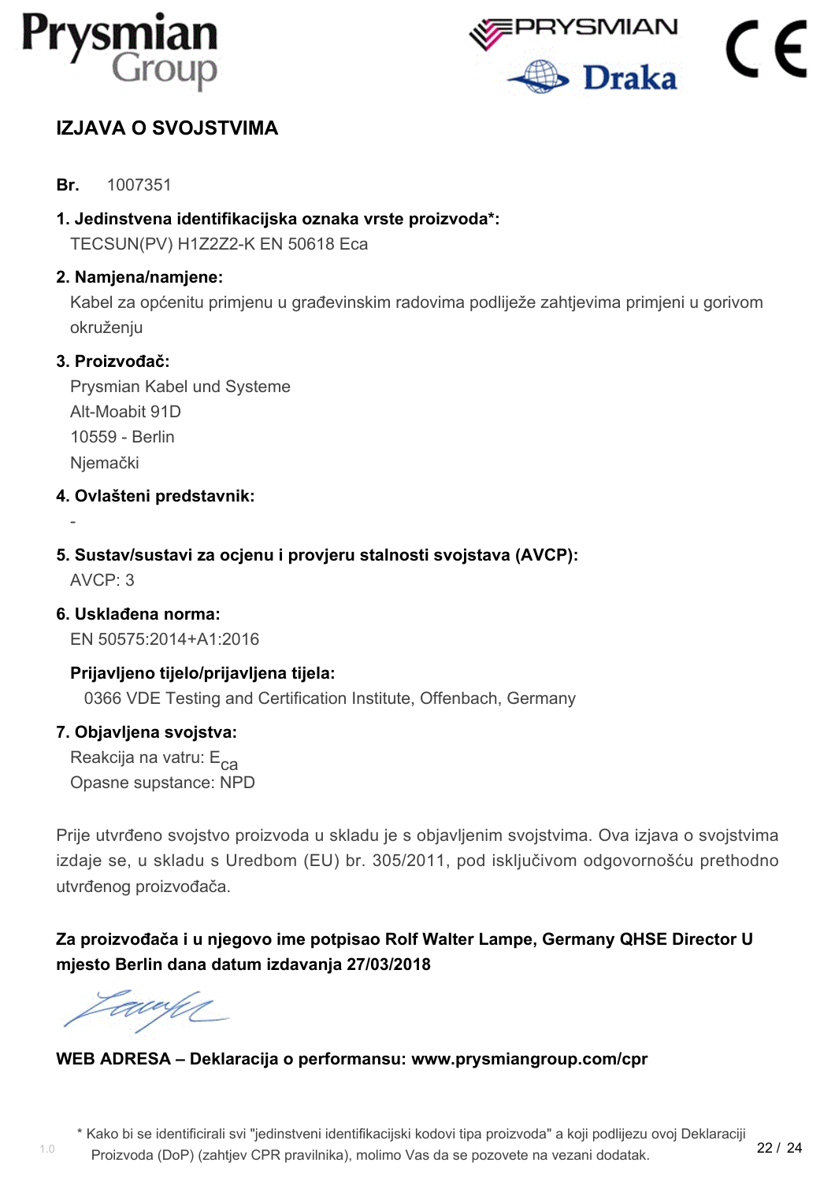# IZJAVA O SVOJSTVIMA

**Br.** 1007351

**1. Jedinstvena identifikacijska oznaka vrste proizvoda*:**

TECSUN(PV) H1Z2Z2-K EN 50618 Eca

**2. Namjena/namjene:**

Kabel za općenitu primjenu u građevinskim radovima podliježe zahtjevima primjeni u gorivom okruženju

**3. Proizvođač:**

Prysmian Kabel und Systeme
Alt-Moabit 91D
10559 - Berlin
Njemački

**4. Ovlašteni predstavnik:**

-

**5. Sustav/sustavi za ocjenu i provjeru stalnosti svojstava (AVCP):**

AVCP: 3

**6. Usklađena norma:**

EN 50575:2014+A1:2016

**Prijavljeno tijelo/prijavljena tijela:**

0366 VDE Testing and Certification Institute, Offenbach, Germany

**7. Objavljena svojstva:**

Reakcija na vatru: $E_{ca}$
Opasne supstance: NPD

Prije utvrđeno svojstvo proizvoda u skladu je s objavljenim svojstvima. Ova izjava o svojstvima izdaje se, u skladu s Uredbom (EU) br. 305/2011, pod isključivom odgovornošću prethodno utvrđenog proizvođača.

**Za proizvođača i u njegovo ime potpisao Rolf Walter Lampe, Germany QHSE Director U mjesto Berlin dana datum izdavanja 27/03/2018**

**WEB ADRESA – Deklaracija o performansu: www.prysmiangroup.com/cpr**

\* Kako bi se identificirali svi "jedinstveni identifikacijski kodovi tipa proizvoda" a koji podlijezu ovoj Deklaraciji Proizvoda (DoP) (zahtjev CPR pravilnika), molimo Vas da se pozovete na vezani dodatak.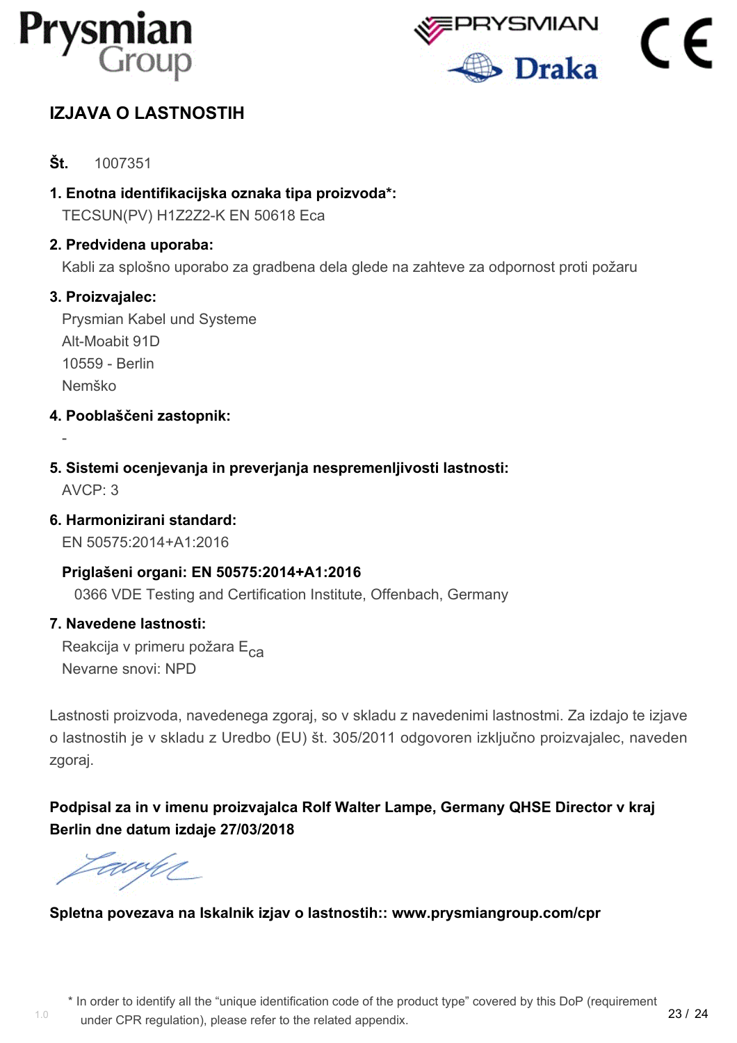# IZJAVA O LASTNOSTIH

**Št.** 1007351

**1. Enotna identifikacijska oznaka tipa proizvoda*:**
TECSUN(PV) H1Z2Z2-K EN 50618 Eca

**2. Predvidena uporaba:**
Kabli za splošno uporabo za gradbena dela glede na zahteve za odpornost proti požaru

**3. Proizvajalec:**
Prysmian Kabel und Systeme
Alt-Moabit 91D
10559 - Berlin
Nemško

**4. Pooblaščeni zastopnik:**
-

**5. Sistemi ocenjevanja in preverjanja nespremenljivosti lastnosti:**
AVCP: 3

**6. Harmonizirani standard:**
EN 50575:2014+A1:2016

**Priglašeni organi: EN 50575:2014+A1:2016**
0366 VDE Testing and Certification Institute, Offenbach, Germany

**7. Navedene lastnosti:**
Reakcija v primeru požara $E_{ca}$
Nevarne snovi: NPD

Lastnosti proizvoda, navedenega zgoraj, so v skladu z navedenimi lastnostmi. Za izdajo te izjave o lastnostih je v skladu z Uredbo (EU) št. 305/2011 odgovoren izključno proizvajalec, naveden zgoraj.

**Podpisal za in v imenu proizvajalca Rolf Walter Lampe, Germany QHSE Director v kraj Berlin dne datum izdaje 27/03/2018**

**Spletna povezava na Iskalnik izjav o lastnostih:: www.prysmiangroup.com/cpr**

\* In order to identify all the "unique identification code of the product type" covered by this DoP (requirement under CPR regulation), please refer to the related appendix.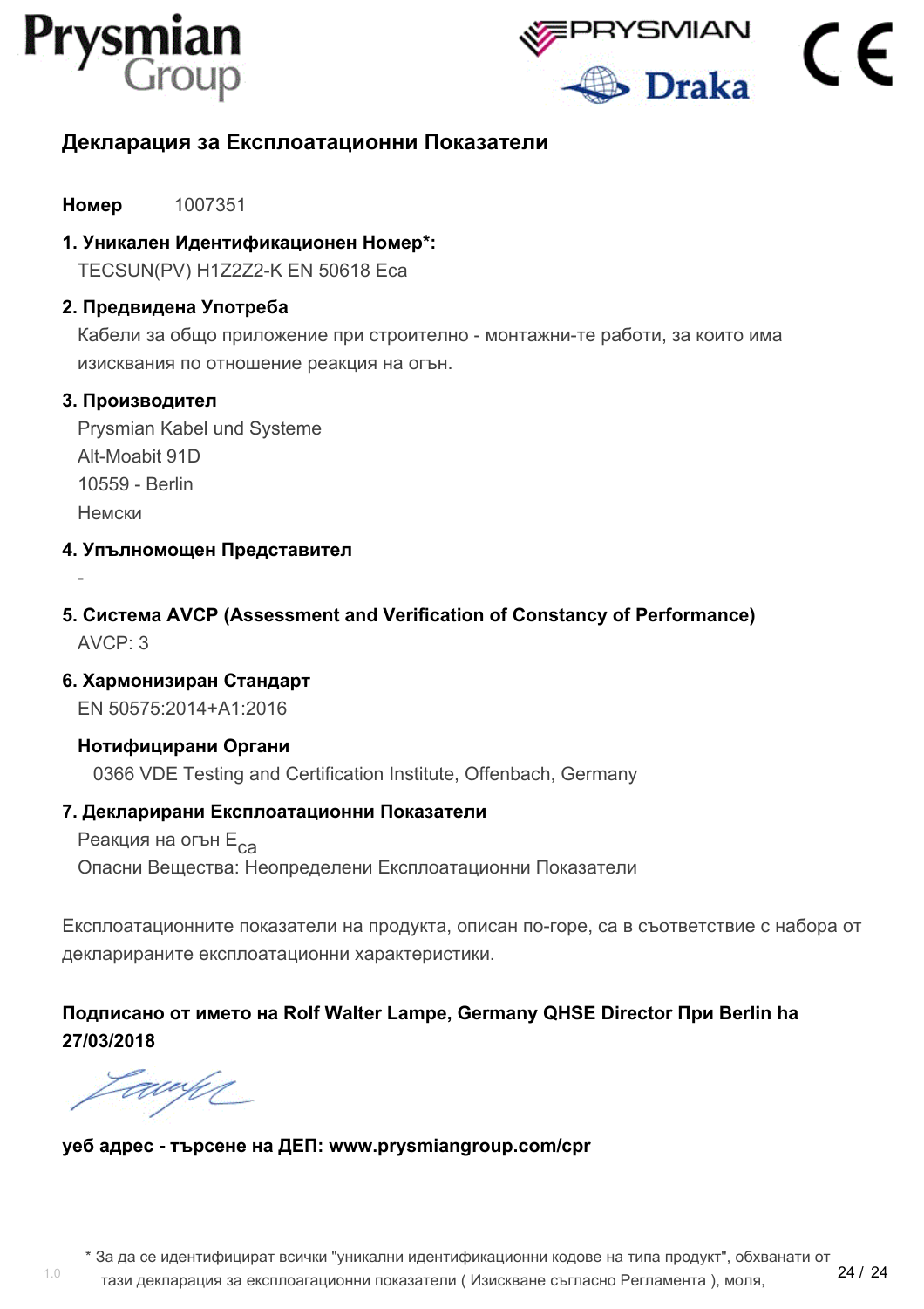## Декларация за Експлоатационни Показатели

**Номер** 1007351

**1. Уникален Идентификационен Номер*:**

TECSUN(PV) H1Z2Z2-K EN 50618 Eca

**2. Предвидена Употреба**

Кабели за общо приложение при строително - монтажни-те работи, за които има изисквания по отношение реакция на огън.

**3. Производител**

Prysmian Kabel und Systeme
Alt-Moabit 91D
10559 - Berlin
Немски

**4. Упълномощен Представител**

-

**5. Система AVCP (Assessment and Verification of Constancy of Performance)**

AVCP: 3

**6. Хармонизиран Стандарт**

EN 50575:2014+A1:2016

**Нотифицирани Органи**

0366 VDE Testing and Certification Institute, Offenbach, Germany

**7. Декларирани Експлоатационни Показатели**

Реакция на огън $E_{ca}$
Опасни Вещества: Неопределени Експлоатационни Показатели

Експлоатационните показатели на продукта, описан по-горе, са в съответствие с набора от декларираните експлоатационни характеристики.

**Подписано от името на Rolf Walter Lampe, Germany QHSE Director При Berlin на 27/03/2018**

**уеб адрес - търсене на ДЕП: www.prysmiangroup.com/cpr**

* За да се идентифицират всички "уникални идентификационни кодове на типа продукт", обхванати от тази декларация за експлоатационни показатели ( Изискване съгласно Регламента ), моля,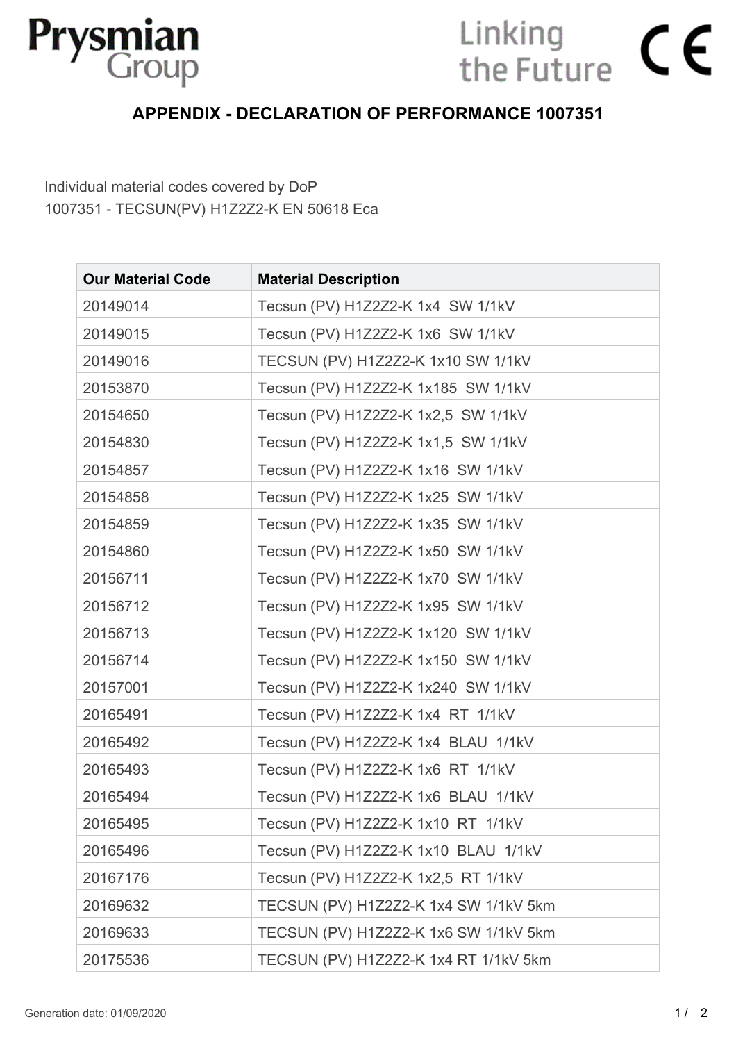## APPENDIX - DECLARATION OF PERFORMANCE 1007351

Individual material codes covered by DoP
1007351 - TECSUN(PV) H1Z2Z2-K EN 50618 Eca

| Our Material Code | Material Description |
| --- | --- |
| 20149014 | Tecsun (PV) H1Z2Z2-K 1x4  SW 1/1kV |
| 20149015 | Tecsun (PV) H1Z2Z2-K 1x6  SW 1/1kV |
| 20149016 | TECSUN (PV) H1Z2Z2-K 1x10 SW 1/1kV |
| 20153870 | Tecsun (PV) H1Z2Z2-K 1x185  SW 1/1kV |
| 20154650 | Tecsun (PV) H1Z2Z2-K 1x2,5  SW 1/1kV |
| 20154830 | Tecsun (PV) H1Z2Z2-K 1x1,5  SW 1/1kV |
| 20154857 | Tecsun (PV) H1Z2Z2-K 1x16  SW 1/1kV |
| 20154858 | Tecsun (PV) H1Z2Z2-K 1x25  SW 1/1kV |
| 20154859 | Tecsun (PV) H1Z2Z2-K 1x35  SW 1/1kV |
| 20154860 | Tecsun (PV) H1Z2Z2-K 1x50  SW 1/1kV |
| 20156711 | Tecsun (PV) H1Z2Z2-K 1x70  SW 1/1kV |
| 20156712 | Tecsun (PV) H1Z2Z2-K 1x95  SW 1/1kV |
| 20156713 | Tecsun (PV) H1Z2Z2-K 1x120  SW 1/1kV |
| 20156714 | Tecsun (PV) H1Z2Z2-K 1x150  SW 1/1kV |
| 20157001 | Tecsun (PV) H1Z2Z2-K 1x240  SW 1/1kV |
| 20165491 | Tecsun (PV) H1Z2Z2-K 1x4  RT  1/1kV |
| 20165492 | Tecsun (PV) H1Z2Z2-K 1x4  BLAU  1/1kV |
| 20165493 | Tecsun (PV) H1Z2Z2-K 1x6  RT  1/1kV |
| 20165494 | Tecsun (PV) H1Z2Z2-K 1x6  BLAU  1/1kV |
| 20165495 | Tecsun (PV) H1Z2Z2-K 1x10  RT  1/1kV |
| 20165496 | Tecsun (PV) H1Z2Z2-K 1x10  BLAU  1/1kV |
| 20167176 | Tecsun (PV) H1Z2Z2-K 1x2,5  RT 1/1kV |
| 20169632 | TECSUN (PV) H1Z2Z2-K 1x4 SW 1/1kV 5km |
| 20169633 | TECSUN (PV) H1Z2Z2-K 1x6 SW 1/1kV 5km |
| 20175536 | TECSUN (PV) H1Z2Z2-K 1x4 RT 1/1kV 5km |

Generation date: 01/09/2020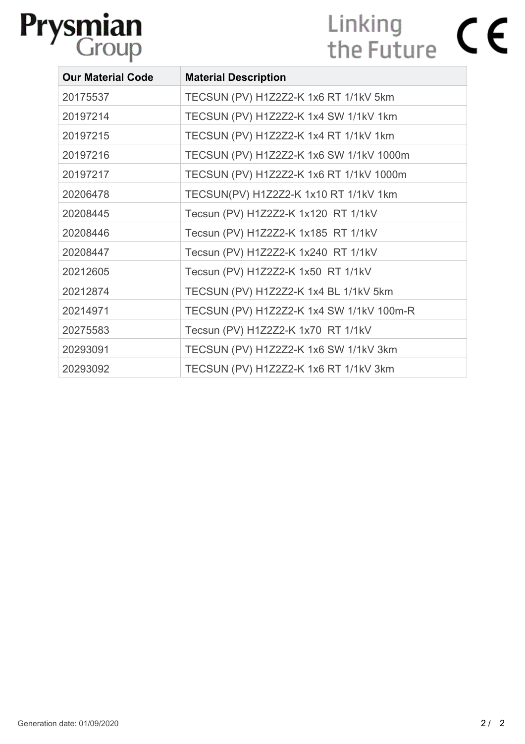| Our Material Code | Material Description |
| --- | --- |
| 20175537 | TECSUN (PV) H1Z2Z2-K 1x6 RT 1/1kV 5km |
| 20197214 | TECSUN (PV) H1Z2Z2-K 1x4 SW 1/1kV 1km |
| 20197215 | TECSUN (PV) H1Z2Z2-K 1x4 RT 1/1kV 1km |
| 20197216 | TECSUN (PV) H1Z2Z2-K 1x6 SW 1/1kV 1000m |
| 20197217 | TECSUN (PV) H1Z2Z2-K 1x6 RT 1/1kV 1000m |
| 20206478 | TECSUN(PV) H1Z2Z2-K 1x10 RT 1/1kV 1km |
| 20208445 | Tecsun (PV) H1Z2Z2-K 1x120 RT 1/1kV |
| 20208446 | Tecsun (PV) H1Z2Z2-K 1x185 RT 1/1kV |
| 20208447 | Tecsun (PV) H1Z2Z2-K 1x240 RT 1/1kV |
| 20212605 | Tecsun (PV) H1Z2Z2-K 1x50 RT 1/1kV |
| 20212874 | TECSUN (PV) H1Z2Z2-K 1x4 BL 1/1kV 5km |
| 20214971 | TECSUN (PV) H1Z2Z2-K 1x4 SW 1/1kV 100m-R |
| 20275583 | Tecsun (PV) H1Z2Z2-K 1x70 RT 1/1kV |
| 20293091 | TECSUN (PV) H1Z2Z2-K 1x6 SW 1/1kV 3km |
| 20293092 | TECSUN (PV) H1Z2Z2-K 1x6 RT 1/1kV 3km |

Generation date: 01/09/2020